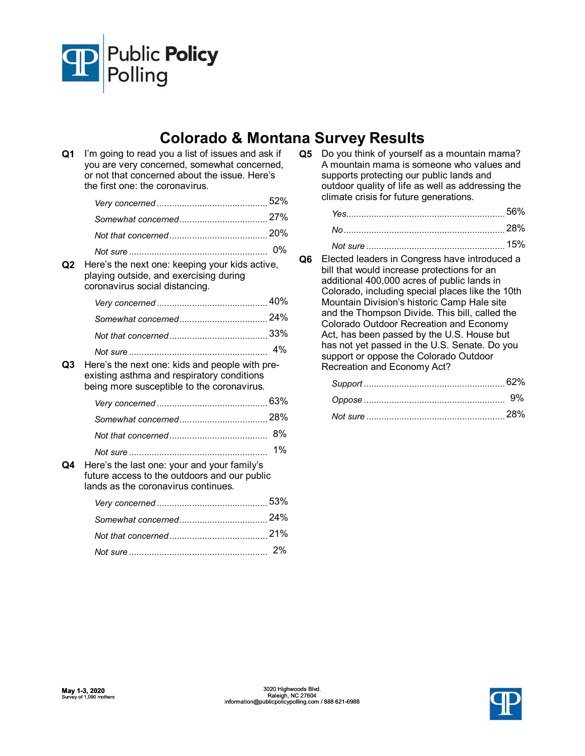Public Policy Polling

# Colorado & Montana Survey Results

**Q1** I'm going to read you a list of issues and ask if you are very concerned, somewhat concerned, or not that concerned about the issue. Here's the first one: the coronavirus.

| | |
|---|---|
| *Very concerned* | 52% |
| *Somewhat concerned* | 27% |
| *Not that concerned* | 20% |
| *Not sure* | 0% |

**Q2** Here's the next one: keeping your kids active, playing outside, and exercising during coronavirus social distancing.

| | |
|---|---|
| *Very concerned* | 40% |
| *Somewhat concerned* | 24% |
| *Not that concerned* | 33% |
| *Not sure* | 4% |

**Q3** Here's the next one: kids and people with pre-existing asthma and respiratory conditions being more susceptible to the coronavirus.

| | |
|---|---|
| *Very concerned* | 63% |
| *Somewhat concerned* | 28% |
| *Not that concerned* | 8% |
| *Not sure* | 1% |

**Q4** Here's the last one: your and your family's future access to the outdoors and our public lands as the coronavirus continues.

| | |
|---|---|
| *Very concerned* | 53% |
| *Somewhat concerned* | 24% |
| *Not that concerned* | 21% |
| *Not sure* | 2% |

**Q5** Do you think of yourself as a mountain mama? A mountain mama is someone who values and supports protecting our public lands and outdoor quality of life as well as addressing the climate crisis for future generations.

| | |
|---|---|
| *Yes* | 56% |
| *No* | 28% |
| *Not sure* | 15% |

**Q6** Elected leaders in Congress have introduced a bill that would increase protections for an additional 400,000 acres of public lands in Colorado, including special places like the 10th Mountain Division's historic Camp Hale site and the Thompson Divide. This bill, called the Colorado Outdoor Recreation and Economy Act, has been passed by the U.S. House but has not yet passed in the U.S. Senate. Do you support or oppose the Colorado Outdoor Recreation and Economy Act?

| | |
|---|---|
| *Support* | 62% |
| *Oppose* | 9% |
| *Not sure* | 28% |

**May 1-3, 2020**
Survey of 1,090 mothers

3020 Highwoods Blvd.
Raleigh, NC 27604
information@publicpolicypolling.com / 888 621-6988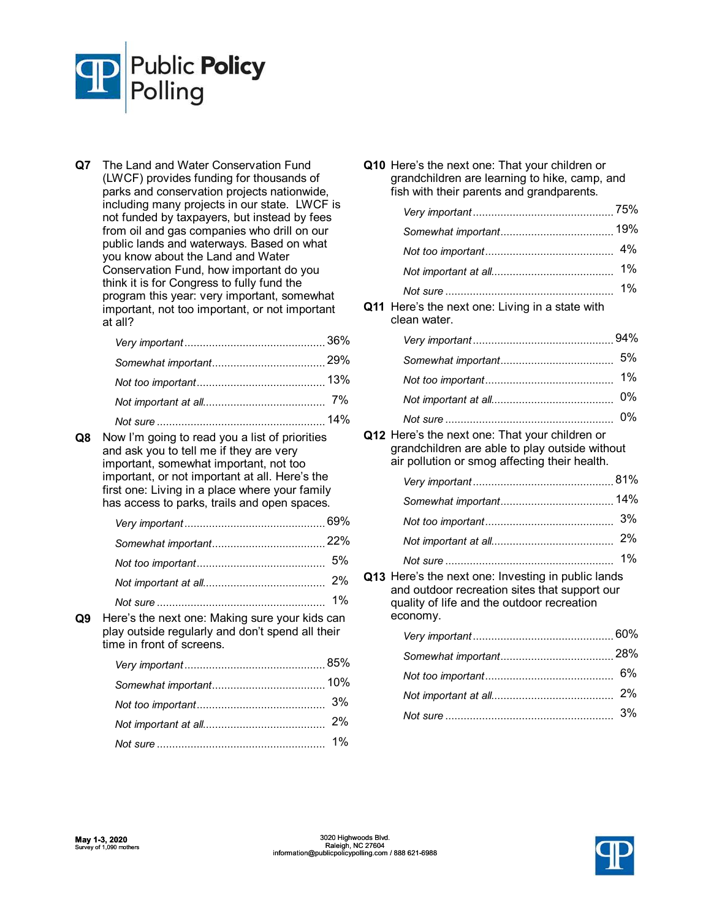**Q7** The Land and Water Conservation Fund (LWCF) provides funding for thousands of parks and conservation projects nationwide, including many projects in our state. LWCF is not funded by taxpayers, but instead by fees from oil and gas companies who drill on our public lands and waterways. Based on what you know about the Land and Water Conservation Fund, how important do you think it is for Congress to fully fund the program this year: very important, somewhat important, not too important, or not important at all?

| | |
|---|---|
| *Very important* | 36% |
| *Somewhat important* | 29% |
| *Not too important* | 13% |
| *Not important at all* | 7% |
| *Not sure* | 14% |

**Q8** Now I'm going to read you a list of priorities and ask you to tell me if they are very important, somewhat important, not too important, or not important at all. Here's the first one: Living in a place where your family has access to parks, trails and open spaces.

| | |
|---|---|
| *Very important* | 69% |
| *Somewhat important* | 22% |
| *Not too important* | 5% |
| *Not important at all* | 2% |
| *Not sure* | 1% |

**Q9** Here's the next one: Making sure your kids can play outside regularly and don't spend all their time in front of screens.

| | |
|---|---|
| *Very important* | 85% |
| *Somewhat important* | 10% |
| *Not too important* | 3% |
| *Not important at all* | 2% |
| *Not sure* | 1% |

**Q10** Here's the next one: That your children or grandchildren are learning to hike, camp, and fish with their parents and grandparents.

| | |
|---|---|
| *Very important* | 75% |
| *Somewhat important* | 19% |
| *Not too important* | 4% |
| *Not important at all* | 1% |
| *Not sure* | 1% |

**Q11** Here's the next one: Living in a state with clean water.

| | |
|---|---|
| *Very important* | 94% |
| *Somewhat important* | 5% |
| *Not too important* | 1% |
| *Not important at all* | 0% |
| *Not sure* | 0% |

**Q12** Here's the next one: That your children or grandchildren are able to play outside without air pollution or smog affecting their health.

| | |
|---|---|
| *Very important* | 81% |
| *Somewhat important* | 14% |
| *Not too important* | 3% |
| *Not important at all* | 2% |
| *Not sure* | 1% |

**Q13** Here's the next one: Investing in public lands and outdoor recreation sites that support our quality of life and the outdoor recreation economy.

| | |
|---|---|
| *Very important* | 60% |
| *Somewhat important* | 28% |
| *Not too important* | 6% |
| *Not important at all* | 2% |
| *Not sure* | 3% |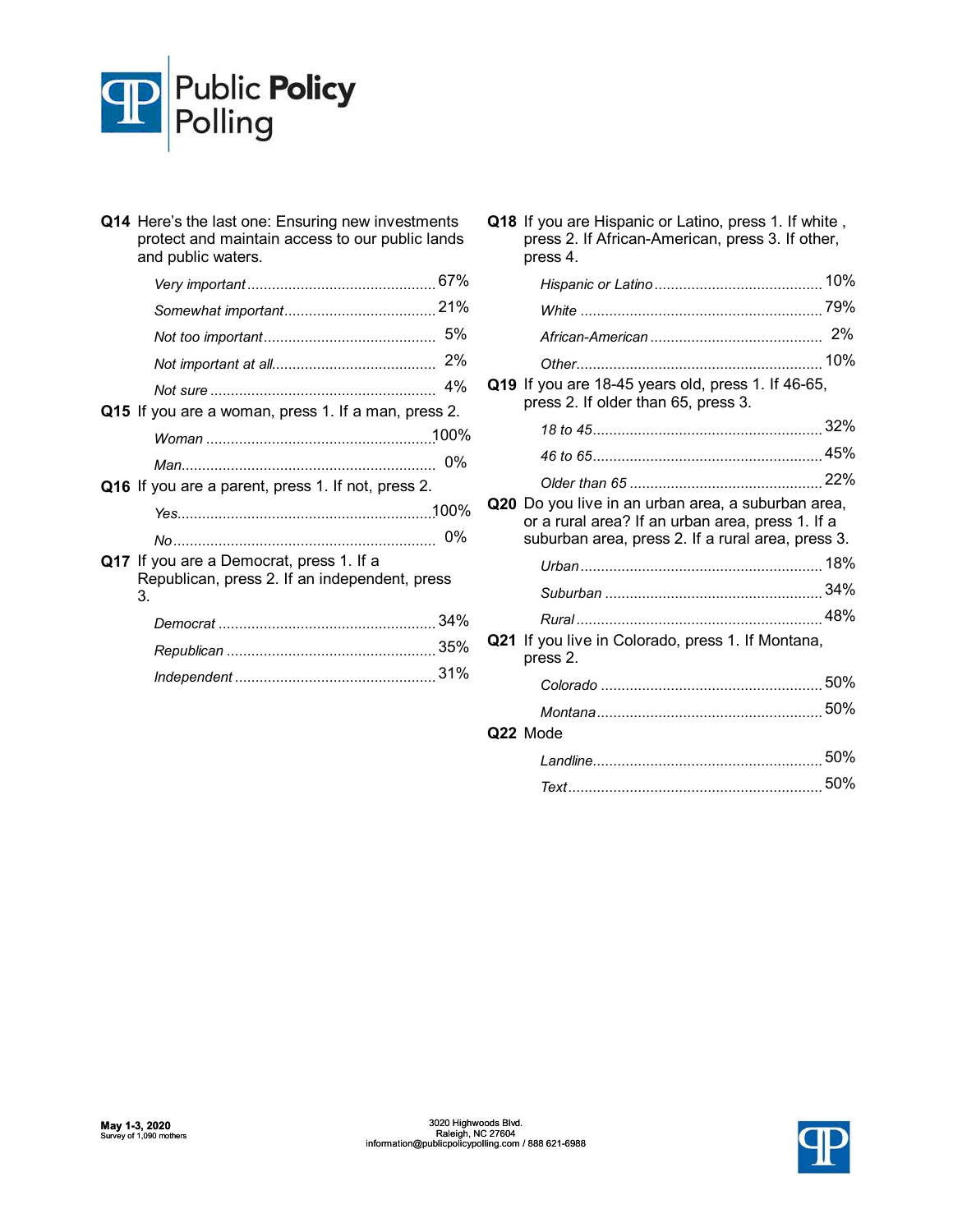**Q14** Here's the last one: Ensuring new investments protect and maintain access to our public lands and public waters.

| | |
|---|---|
| *Very important* | 67% |
| *Somewhat important* | 21% |
| *Not too important* | 5% |
| *Not important at all* | 2% |
| *Not sure* | 4% |

**Q15** If you are a woman, press 1. If a man, press 2.

| | |
|---|---|
| *Woman* | 100% |
| *Man* | 0% |

**Q16** If you are a parent, press 1. If not, press 2.

| | |
|---|---|
| *Yes* | 100% |
| *No* | 0% |

**Q17** If you are a Democrat, press 1. If a Republican, press 2. If an independent, press 3.

| | |
|---|---|
| *Democrat* | 34% |
| *Republican* | 35% |
| *Independent* | 31% |

**Q18** If you are Hispanic or Latino, press 1. If white , press 2. If African-American, press 3. If other, press 4.

| | |
|---|---|
| *Hispanic or Latino* | 10% |
| *White* | 79% |
| *African-American* | 2% |
| *Other* | 10% |

**Q19** If you are 18-45 years old, press 1. If 46-65, press 2. If older than 65, press 3.

| | |
|---|---|
| *18 to 45* | 32% |
| *46 to 65* | 45% |
| *Older than 65* | 22% |

**Q20** Do you live in an urban area, a suburban area, or a rural area? If an urban area, press 1. If a suburban area, press 2. If a rural area, press 3.

| | |
|---|---|
| *Urban* | 18% |
| *Suburban* | 34% |
| *Rural* | 48% |

**Q21** If you live in Colorado, press 1. If Montana, press 2.

| | |
|---|---|
| *Colorado* | 50% |
| *Montana* | 50% |

**Q22** Mode

| | |
|---|---|
| *Landline* | 50% |
| *Text* | 50% |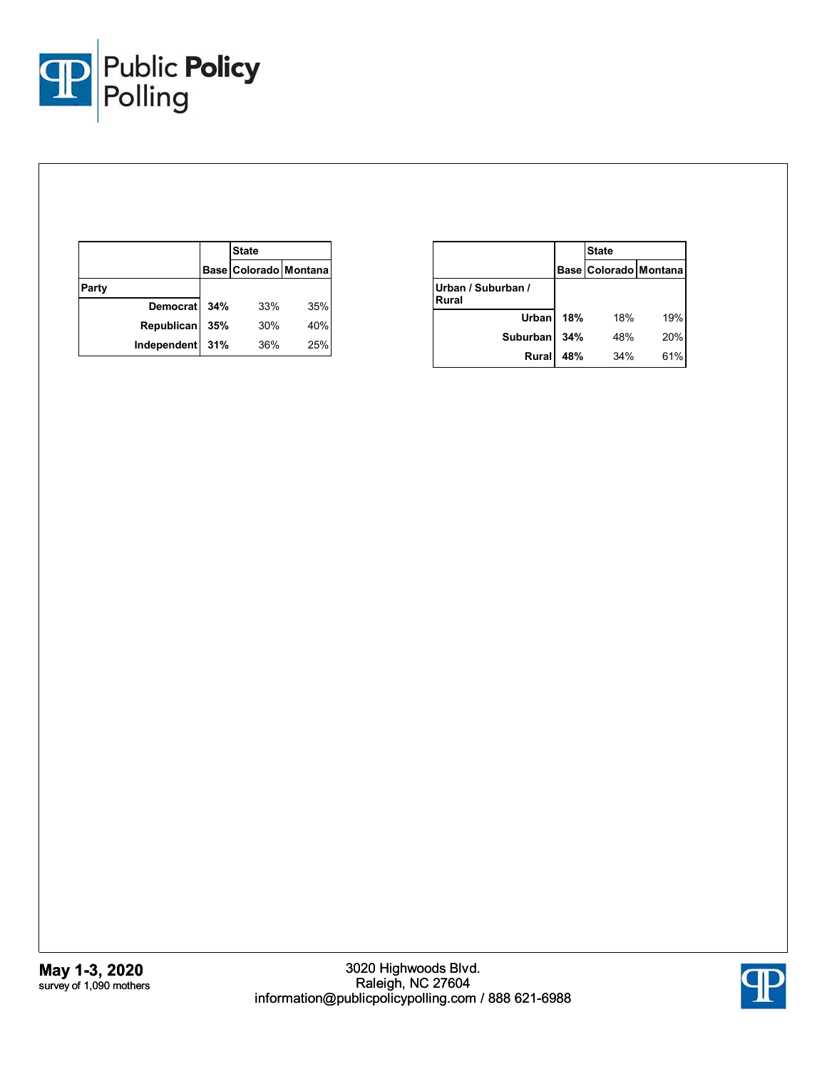| | | State | |
|---|---|---|---|
| | Base | Colorado | Montana |
| **Party** | | | |
| Democrat | 34% | 33% | 35% |
| Republican | 35% | 30% | 40% |
| Independent | 31% | 36% | 25% |

| | | State | |
|---|---|---|---|
| | Base | Colorado | Montana |
| **Urban / Suburban / Rural** | | | |
| Urban | 18% | 18% | 19% |
| Suburban | 34% | 48% | 20% |
| Rural | 48% | 34% | 61% |

**May 1-3, 2020**
survey of 1,090 mothers

3020 Highwoods Blvd.
Raleigh, NC 27604
information@publicpolicypolling.com / 888 621-6988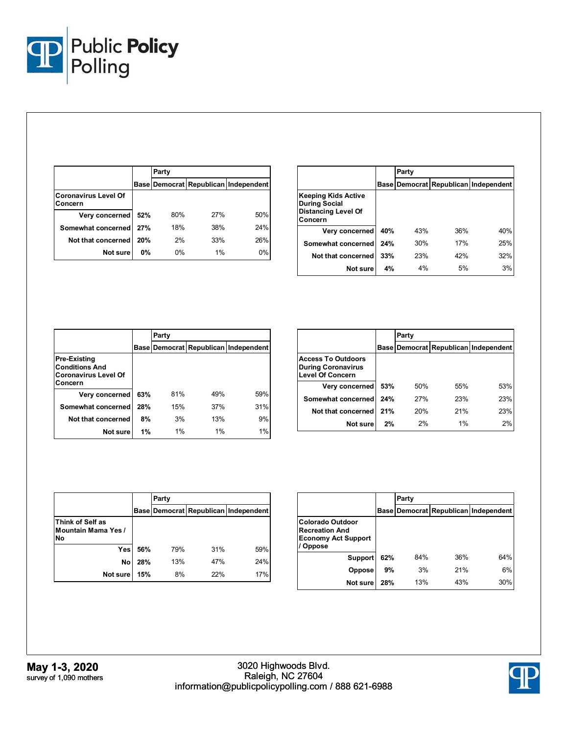| | | Party | | |
|---|---|---|---|---|
| | Base | Democrat | Republican | Independent |
| **Coronavirus Level Of Concern** | | | | |
| Very concerned | 52% | 80% | 27% | 50% |
| Somewhat concerned | 27% | 18% | 38% | 24% |
| Not that concerned | 20% | 2% | 33% | 26% |
| Not sure | 0% | 0% | 1% | 0% |

| | | Party | | |
|---|---|---|---|---|
| | Base | Democrat | Republican | Independent |
| **Keeping Kids Active During Social Distancing Level Of Concern** | | | | |
| Very concerned | 40% | 43% | 36% | 40% |
| Somewhat concerned | 24% | 30% | 17% | 25% |
| Not that concerned | 33% | 23% | 42% | 32% |
| Not sure | 4% | 4% | 5% | 3% |

| | | Party | | |
|---|---|---|---|---|
| | Base | Democrat | Republican | Independent |
| **Pre-Existing Conditions And Coronavirus Level Of Concern** | | | | |
| Very concerned | 63% | 81% | 49% | 59% |
| Somewhat concerned | 28% | 15% | 37% | 31% |
| Not that concerned | 8% | 3% | 13% | 9% |
| Not sure | 1% | 1% | 1% | 1% |

| | | Party | | |
|---|---|---|---|---|
| | Base | Democrat | Republican | Independent |
| **Access To Outdoors During Coronavirus Level Of Concern** | | | | |
| Very concerned | 53% | 50% | 55% | 53% |
| Somewhat concerned | 24% | 27% | 23% | 23% |
| Not that concerned | 21% | 20% | 21% | 23% |
| Not sure | 2% | 2% | 1% | 2% |

| | | Party | | |
|---|---|---|---|---|
| | Base | Democrat | Republican | Independent |
| **Think of Self as Mountain Mama Yes / No** | | | | |
| Yes | 56% | 79% | 31% | 59% |
| No | 28% | 13% | 47% | 24% |
| Not sure | 15% | 8% | 22% | 17% |

| | | Party | | |
|---|---|---|---|---|
| | Base | Democrat | Republican | Independent |
| **Colorado Outdoor Recreation And Economy Act Support / Oppose** | | | | |
| Support | 62% | 84% | 36% | 64% |
| Oppose | 9% | 3% | 21% | 6% |
| Not sure | 28% | 13% | 43% | 30% |

**May 1-3, 2020**
survey of 1,090 mothers

3020 Highwoods Blvd.
Raleigh, NC 27604
information@publicpolicypolling.com / 888 621-6988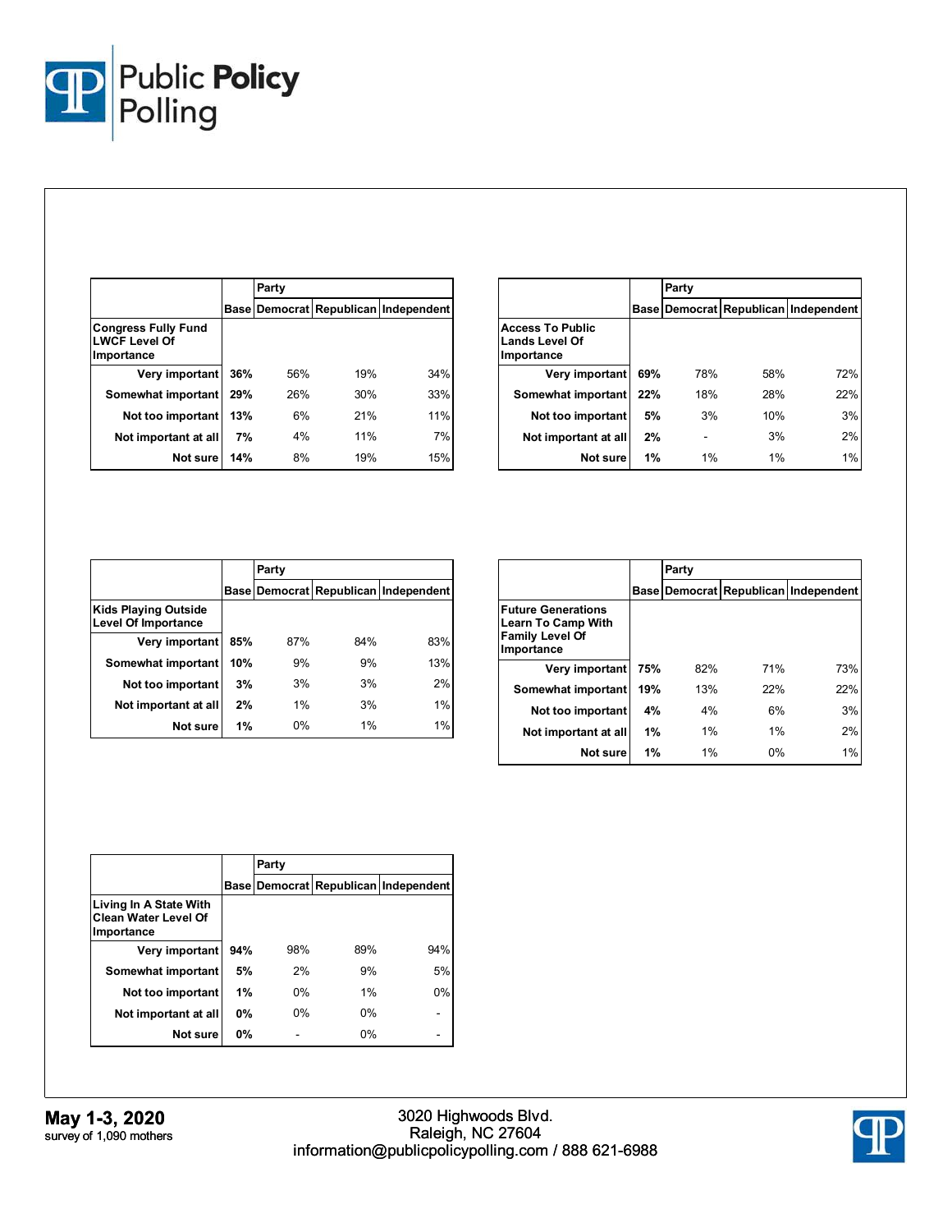| Congress Fully Fund LWCF Level Of Importance | Base | Party: Democrat | Republican | Independent |
|---|---|---|---|---|
| Very important | 36% | 56% | 19% | 34% |
| Somewhat important | 29% | 26% | 30% | 33% |
| Not too important | 13% | 6% | 21% | 11% |
| Not important at all | 7% | 4% | 11% | 7% |
| Not sure | 14% | 8% | 19% | 15% |

| Access To Public Lands Level Of Importance | Base | Party: Democrat | Republican | Independent |
|---|---|---|---|---|
| Very important | 69% | 78% | 58% | 72% |
| Somewhat important | 22% | 18% | 28% | 22% |
| Not too important | 5% | 3% | 10% | 3% |
| Not important at all | 2% | - | 3% | 2% |
| Not sure | 1% | 1% | 1% | 1% |

| Kids Playing Outside Level Of Importance | Base | Party: Democrat | Republican | Independent |
|---|---|---|---|---|
| Very important | 85% | 87% | 84% | 83% |
| Somewhat important | 10% | 9% | 9% | 13% |
| Not too important | 3% | 3% | 3% | 2% |
| Not important at all | 2% | 1% | 3% | 1% |
| Not sure | 1% | 0% | 1% | 1% |

| Future Generations Learn To Camp With Family Level Of Importance | Base | Party: Democrat | Republican | Independent |
|---|---|---|---|---|
| Very important | 75% | 82% | 71% | 73% |
| Somewhat important | 19% | 13% | 22% | 22% |
| Not too important | 4% | 4% | 6% | 3% |
| Not important at all | 1% | 1% | 1% | 2% |
| Not sure | 1% | 1% | 0% | 1% |

| Living In A State With Clean Water Level Of Importance | Base | Party: Democrat | Republican | Independent |
|---|---|---|---|---|
| Very important | 94% | 98% | 89% | 94% |
| Somewhat important | 5% | 2% | 9% | 5% |
| Not too important | 1% | 0% | 1% | 0% |
| Not important at all | 0% | 0% | 0% | - |
| Not sure | 0% | - | 0% | - |

**May 1-3, 2020**
survey of 1,090 mothers

3020 Highwoods Blvd.
Raleigh, NC 27604
information@publicpolicypolling.com / 888 621-6988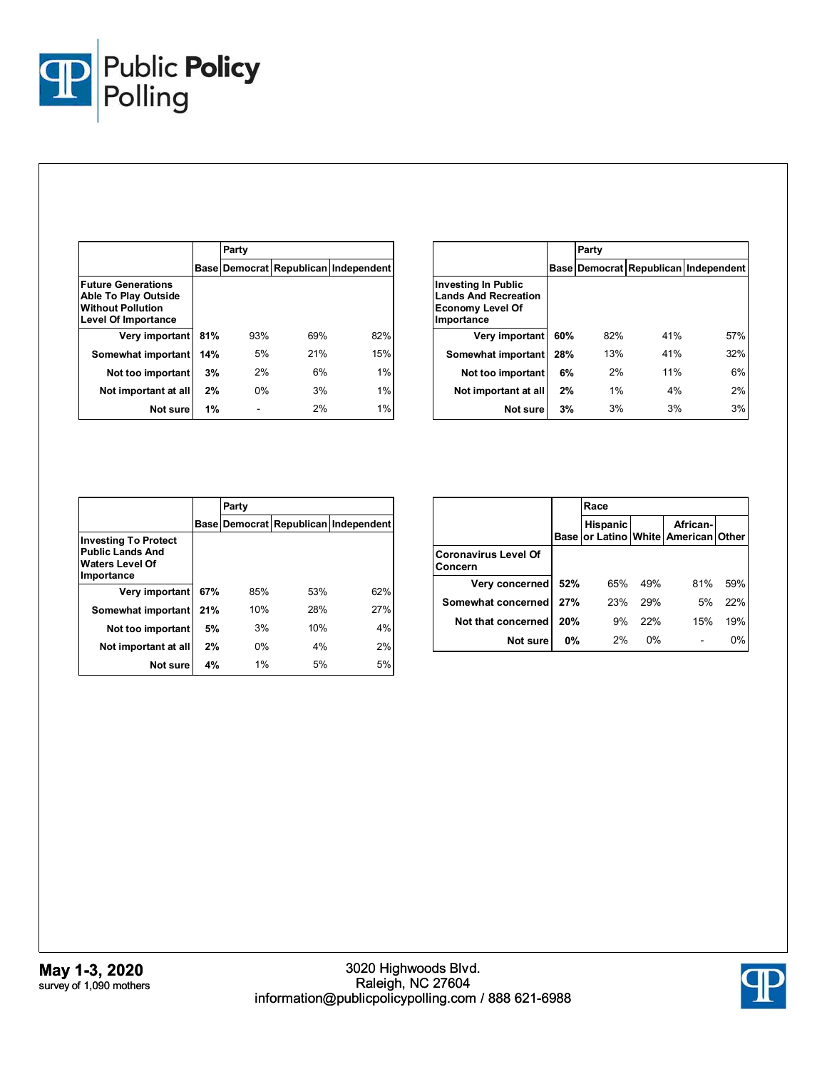| Future Generations Able To Play Outside Without Pollution Level Of Importance | Base | Party | | |
|---|---|---|---|---|
| | | Democrat | Republican | Independent |
| Very important | 81% | 93% | 69% | 82% |
| Somewhat important | 14% | 5% | 21% | 15% |
| Not too important | 3% | 2% | 6% | 1% |
| Not important at all | 2% | 0% | 3% | 1% |
| Not sure | 1% | - | 2% | 1% |

| Investing In Public Lands And Recreation Economy Level Of Importance | Base | Party | | |
|---|---|---|---|---|
| | | Democrat | Republican | Independent |
| Very important | 60% | 82% | 41% | 57% |
| Somewhat important | 28% | 13% | 41% | 32% |
| Not too important | 6% | 2% | 11% | 6% |
| Not important at all | 2% | 1% | 4% | 2% |
| Not sure | 3% | 3% | 3% | 3% |

| Investing To Protect Public Lands And Waters Level Of Importance | Base | Party | | |
|---|---|---|---|---|
| | | Democrat | Republican | Independent |
| Very important | 67% | 85% | 53% | 62% |
| Somewhat important | 21% | 10% | 28% | 27% |
| Not too important | 5% | 3% | 10% | 4% |
| Not important at all | 2% | 0% | 4% | 2% |
| Not sure | 4% | 1% | 5% | 5% |

| Coronavirus Level Of Concern | Base | Race | | | |
|---|---|---|---|---|---|
| | | Hispanic or Latino | White | African-American | Other |
| Very concerned | 52% | 65% | 49% | 81% | 59% |
| Somewhat concerned | 27% | 23% | 29% | 5% | 22% |
| Not that concerned | 20% | 9% | 22% | 15% | 19% |
| Not sure | 0% | 2% | 0% | - | 0% |

**May 1-3, 2020**
survey of 1,090 mothers

3020 Highwoods Blvd.
Raleigh, NC 27604
information@publicpolicypolling.com / 888 621-6988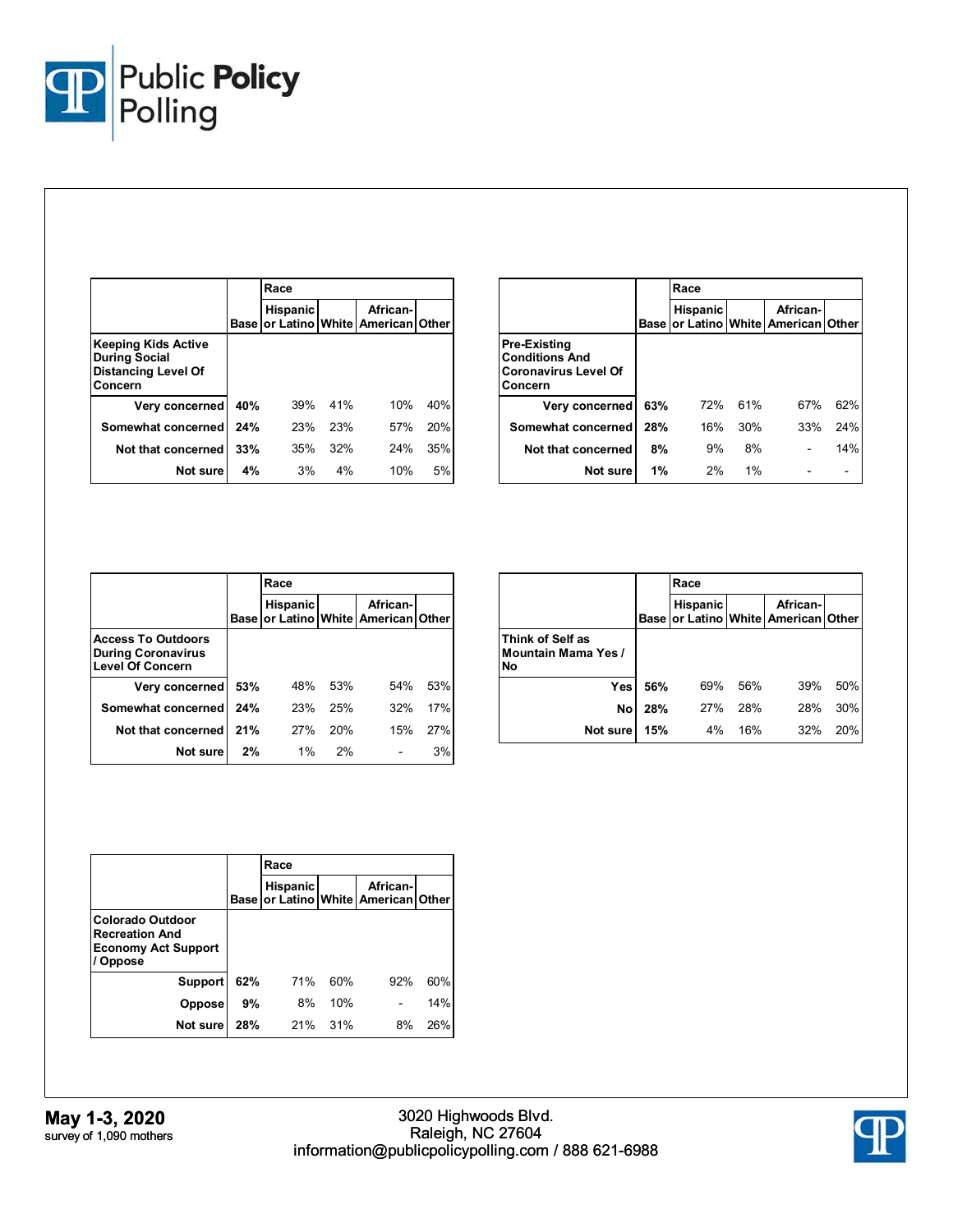| | Base | Race | | | |
|---|---|---|---|---|---|
| | | Hispanic or Latino | White | African-American | Other |
| **Keeping Kids Active During Social Distancing Level Of Concern** | | | | | |
| Very concerned | **40%** | 39% | 41% | 10% | 40% |
| Somewhat concerned | **24%** | 23% | 23% | 57% | 20% |
| Not that concerned | **33%** | 35% | 32% | 24% | 35% |
| Not sure | **4%** | 3% | 4% | 10% | 5% |

| | Base | Race | | | |
|---|---|---|---|---|---|
| | | Hispanic or Latino | White | African-American | Other |
| **Pre-Existing Conditions And Coronavirus Level Of Concern** | | | | | |
| Very concerned | **63%** | 72% | 61% | 67% | 62% |
| Somewhat concerned | **28%** | 16% | 30% | 33% | 24% |
| Not that concerned | **8%** | 9% | 8% | - | 14% |
| Not sure | **1%** | 2% | 1% | - | - |

| | Base | Race | | | |
|---|---|---|---|---|---|
| | | Hispanic or Latino | White | African-American | Other |
| **Access To Outdoors During Coronavirus Level Of Concern** | | | | | |
| Very concerned | **53%** | 48% | 53% | 54% | 53% |
| Somewhat concerned | **24%** | 23% | 25% | 32% | 17% |
| Not that concerned | **21%** | 27% | 20% | 15% | 27% |
| Not sure | **2%** | 1% | 2% | - | 3% |

| | Base | Race | | | |
|---|---|---|---|---|---|
| | | Hispanic or Latino | White | African-American | Other |
| **Think of Self as Mountain Mama Yes / No** | | | | | |
| Yes | **56%** | 69% | 56% | 39% | 50% |
| No | **28%** | 27% | 28% | 28% | 30% |
| Not sure | **15%** | 4% | 16% | 32% | 20% |

| | Base | Race | | | |
|---|---|---|---|---|---|
| | | Hispanic or Latino | White | African-American | Other |
| **Colorado Outdoor Recreation And Economy Act Support / Oppose** | | | | | |
| Support | **62%** | 71% | 60% | 92% | 60% |
| Oppose | **9%** | 8% | 10% | - | 14% |
| Not sure | **28%** | 21% | 31% | 8% | 26% |

**May 1-3, 2020**
survey of 1,090 mothers

3020 Highwoods Blvd.
Raleigh, NC 27604
information@publicpolicypolling.com / 888 621-6988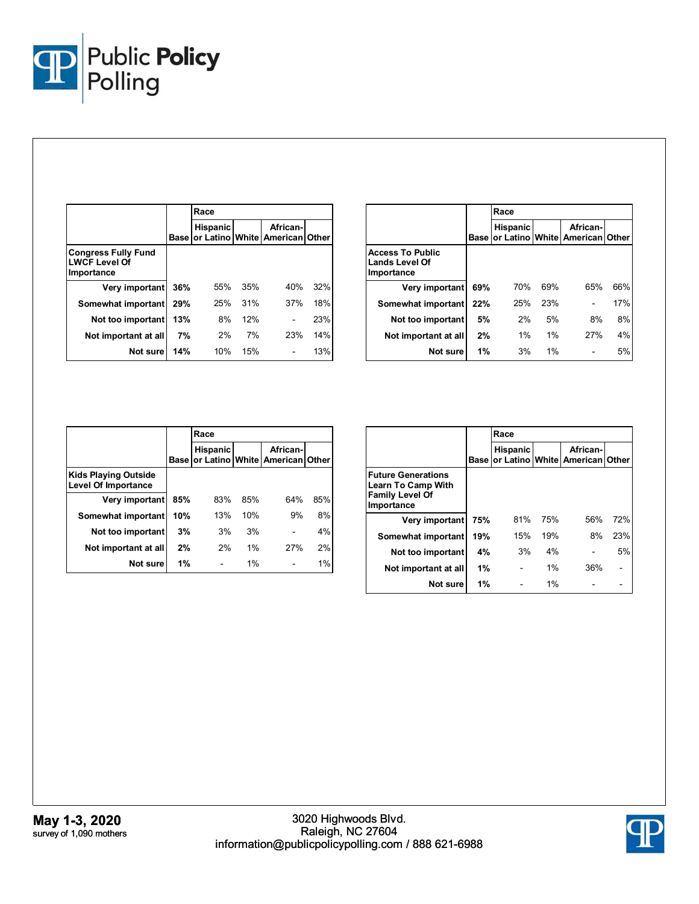| Congress Fully Fund LWCF Level Of Importance | Base | Race: Hispanic or Latino | White | African-American | Other |
|---|---|---|---|---|---|
| Very important | **36%** | 55% | 35% | 40% | 32% |
| Somewhat important | **29%** | 25% | 31% | 37% | 18% |
| Not too important | **13%** | 8% | 12% | - | 23% |
| Not important at all | **7%** | 2% | 7% | 23% | 14% |
| Not sure | **14%** | 10% | 15% | - | 13% |

| Access To Public Lands Level Of Importance | Base | Race: Hispanic or Latino | White | African-American | Other |
|---|---|---|---|---|---|
| Very important | **69%** | 70% | 69% | 65% | 66% |
| Somewhat important | **22%** | 25% | 23% | - | 17% |
| Not too important | **5%** | 2% | 5% | 8% | 8% |
| Not important at all | **2%** | 1% | 1% | 27% | 4% |
| Not sure | **1%** | 3% | 1% | - | 5% |

| Kids Playing Outside Level Of Importance | Base | Race: Hispanic or Latino | White | African-American | Other |
|---|---|---|---|---|---|
| Very important | **85%** | 83% | 85% | 64% | 85% |
| Somewhat important | **10%** | 13% | 10% | 9% | 8% |
| Not too important | **3%** | 3% | 3% | - | 4% |
| Not important at all | **2%** | 2% | 1% | 27% | 2% |
| Not sure | **1%** | - | 1% | - | 1% |

| Future Generations Learn To Camp With Family Level Of Importance | Base | Race: Hispanic or Latino | White | African-American | Other |
|---|---|---|---|---|---|
| Very important | **75%** | 81% | 75% | 56% | 72% |
| Somewhat important | **19%** | 15% | 19% | 8% | 23% |
| Not too important | **4%** | 3% | 4% | - | 5% |
| Not important at all | **1%** | - | 1% | 36% | - |
| Not sure | **1%** | - | 1% | - | - |

**May 1-3, 2020**
survey of 1,090 mothers

3020 Highwoods Blvd.
Raleigh, NC 27604
information@publicpolicypolling.com / 888 621-6988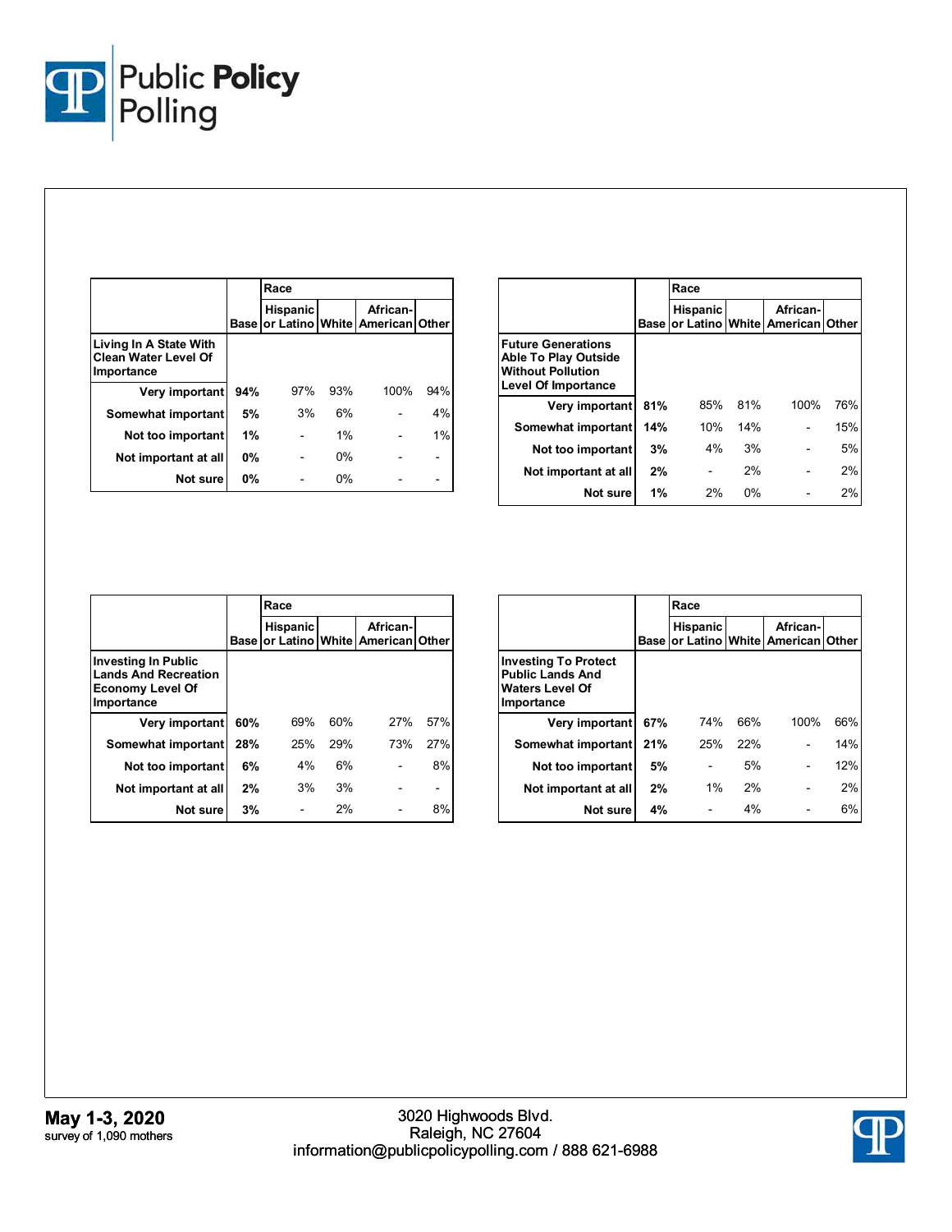| | Base | Race | | | |
|---|---|---|---|---|---|
| | | Hispanic or Latino | White | African-American | Other |
| **Living In A State With Clean Water Level Of Importance** | | | | | |
| Very important | **94%** | 97% | 93% | 100% | 94% |
| Somewhat important | **5%** | 3% | 6% | - | 4% |
| Not too important | **1%** | - | 1% | - | 1% |
| Not important at all | **0%** | - | 0% | - | - |
| Not sure | **0%** | - | 0% | - | - |

| | Base | Race | | | |
|---|---|---|---|---|---|
| | | Hispanic or Latino | White | African-American | Other |
| **Future Generations Able To Play Outside Without Pollution Level Of Importance** | | | | | |
| Very important | **81%** | 85% | 81% | 100% | 76% |
| Somewhat important | **14%** | 10% | 14% | - | 15% |
| Not too important | **3%** | 4% | 3% | - | 5% |
| Not important at all | **2%** | - | 2% | - | 2% |
| Not sure | **1%** | 2% | 0% | - | 2% |

| | Base | Race | | | |
|---|---|---|---|---|---|
| | | Hispanic or Latino | White | African-American | Other |
| **Investing In Public Lands And Recreation Economy Level Of Importance** | | | | | |
| Very important | **60%** | 69% | 60% | 27% | 57% |
| Somewhat important | **28%** | 25% | 29% | 73% | 27% |
| Not too important | **6%** | 4% | 6% | - | 8% |
| Not important at all | **2%** | 3% | 3% | - | - |
| Not sure | **3%** | - | 2% | - | 8% |

| | Base | Race | | | |
|---|---|---|---|---|---|
| | | Hispanic or Latino | White | African-American | Other |
| **Investing To Protect Public Lands And Waters Level Of Importance** | | | | | |
| Very important | **67%** | 74% | 66% | 100% | 66% |
| Somewhat important | **21%** | 25% | 22% | - | 14% |
| Not too important | **5%** | - | 5% | - | 12% |
| Not important at all | **2%** | 1% | 2% | - | 2% |
| Not sure | **4%** | - | 4% | - | 6% |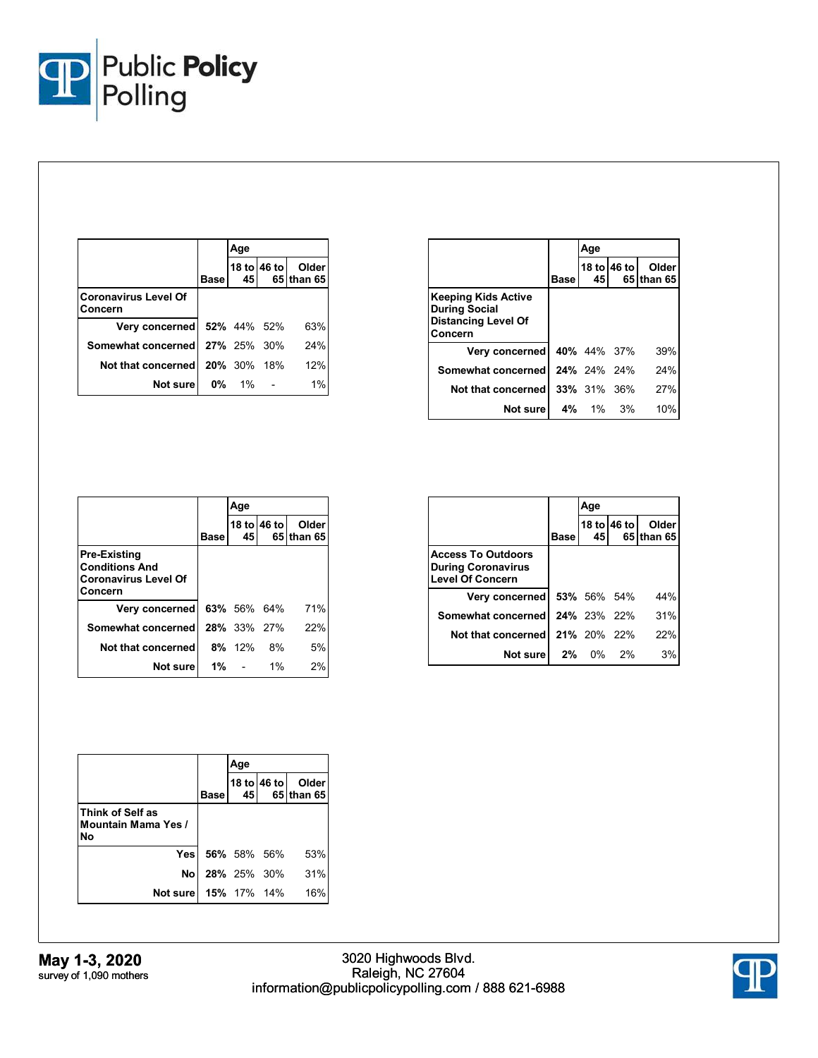| | Base | Age: 18 to 45 | Age: 46 to 65 | Age: Older than 65 |
|---|---|---|---|---|
| **Coronavirus Level Of Concern** | | | | |
| Very concerned | **52%** | 44% | 52% | 63% |
| Somewhat concerned | **27%** | 25% | 30% | 24% |
| Not that concerned | **20%** | 30% | 18% | 12% |
| Not sure | **0%** | 1% | - | 1% |

| | Base | Age: 18 to 45 | Age: 46 to 65 | Age: Older than 65 |
|---|---|---|---|---|
| **Keeping Kids Active During Social Distancing Level Of Concern** | | | | |
| Very concerned | **40%** | 44% | 37% | 39% |
| Somewhat concerned | **24%** | 24% | 24% | 24% |
| Not that concerned | **33%** | 31% | 36% | 27% |
| Not sure | **4%** | 1% | 3% | 10% |

| | Base | Age: 18 to 45 | Age: 46 to 65 | Age: Older than 65 |
|---|---|---|---|---|
| **Pre-Existing Conditions And Coronavirus Level Of Concern** | | | | |
| Very concerned | **63%** | 56% | 64% | 71% |
| Somewhat concerned | **28%** | 33% | 27% | 22% |
| Not that concerned | **8%** | 12% | 8% | 5% |
| Not sure | **1%** | - | 1% | 2% |

| | Base | Age: 18 to 45 | Age: 46 to 65 | Age: Older than 65 |
|---|---|---|---|---|
| **Access To Outdoors During Coronavirus Level Of Concern** | | | | |
| Very concerned | **53%** | 56% | 54% | 44% |
| Somewhat concerned | **24%** | 23% | 22% | 31% |
| Not that concerned | **21%** | 20% | 22% | 22% |
| Not sure | **2%** | 0% | 2% | 3% |

| | Base | Age: 18 to 45 | Age: 46 to 65 | Age: Older than 65 |
|---|---|---|---|---|
| **Think of Self as Mountain Mama Yes / No** | | | | |
| Yes | **56%** | 58% | 56% | 53% |
| No | **28%** | 25% | 30% | 31% |
| Not sure | **15%** | 17% | 14% | 16% |

**May 1-3, 2020**
survey of 1,090 mothers

3020 Highwoods Blvd.
Raleigh, NC 27604
information@publicpolicypolling.com / 888 621-6988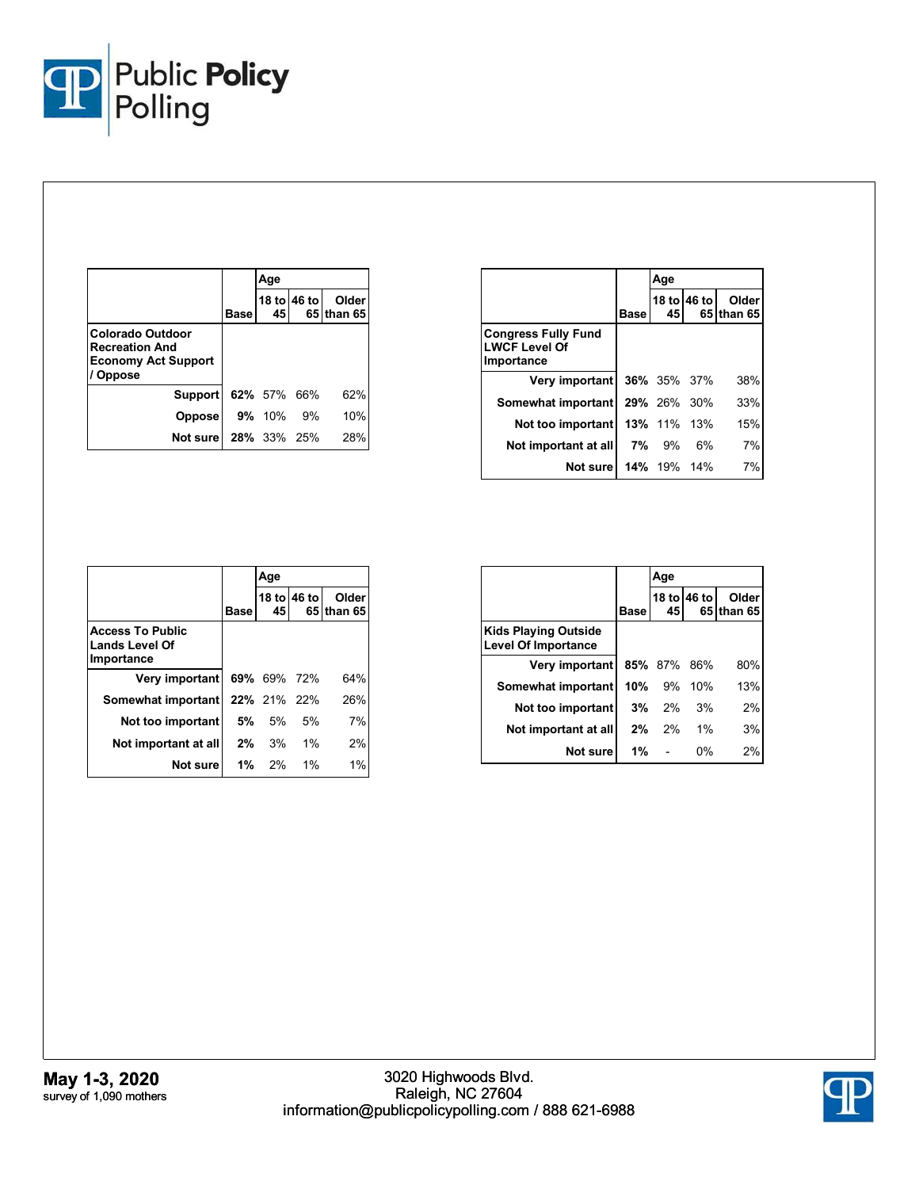| | Base | Age | | |
|---|---|---|---|---|
| | | 18 to 45 | 46 to 65 | Older than 65 |
| **Colorado Outdoor Recreation And Economy Act Support / Oppose** | | | | |
| Support | **62%** | 57% | 66% | 62% |
| Oppose | **9%** | 10% | 9% | 10% |
| Not sure | **28%** | 33% | 25% | 28% |

| | Base | Age | | |
|---|---|---|---|---|
| | | 18 to 45 | 46 to 65 | Older than 65 |
| **Congress Fully Fund LWCF Level Of Importance** | | | | |
| Very important | **36%** | 35% | 37% | 38% |
| Somewhat important | **29%** | 26% | 30% | 33% |
| Not too important | **13%** | 11% | 13% | 15% |
| Not important at all | **7%** | 9% | 6% | 7% |
| Not sure | **14%** | 19% | 14% | 7% |

| | Base | Age | | |
|---|---|---|---|---|
| | | 18 to 45 | 46 to 65 | Older than 65 |
| **Access To Public Lands Level Of Importance** | | | | |
| Very important | **69%** | 69% | 72% | 64% |
| Somewhat important | **22%** | 21% | 22% | 26% |
| Not too important | **5%** | 5% | 5% | 7% |
| Not important at all | **2%** | 3% | 1% | 2% |
| Not sure | **1%** | 2% | 1% | 1% |

| | Base | Age | | |
|---|---|---|---|---|
| | | 18 to 45 | 46 to 65 | Older than 65 |
| **Kids Playing Outside Level Of Importance** | | | | |
| Very important | **85%** | 87% | 86% | 80% |
| Somewhat important | **10%** | 9% | 10% | 13% |
| Not too important | **3%** | 2% | 3% | 2% |
| Not important at all | **2%** | 2% | 1% | 3% |
| Not sure | **1%** | - | 0% | 2% |

**May 1-3, 2020**
survey of 1,090 mothers

3020 Highwoods Blvd.
Raleigh, NC 27604
information@publicpolicypolling.com / 888 621-6988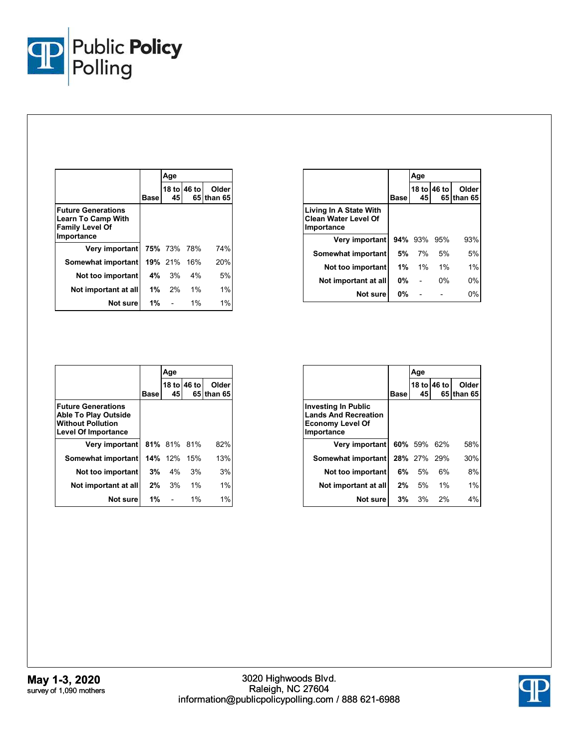| | Base | Age | | |
|---|---|---|---|---|
| | | 18 to 45 | 46 to 65 | Older than 65 |
| **Future Generations Learn To Camp With Family Level Of Importance** | | | | |
| Very important | **75%** | 73% | 78% | 74% |
| Somewhat important | **19%** | 21% | 16% | 20% |
| Not too important | **4%** | 3% | 4% | 5% |
| Not important at all | **1%** | 2% | 1% | 1% |
| Not sure | **1%** | - | 1% | 1% |

| | Base | Age | | |
|---|---|---|---|---|
| | | 18 to 45 | 46 to 65 | Older than 65 |
| **Living In A State With Clean Water Level Of Importance** | | | | |
| Very important | **94%** | 93% | 95% | 93% |
| Somewhat important | **5%** | 7% | 5% | 5% |
| Not too important | **1%** | 1% | 1% | 1% |
| Not important at all | **0%** | - | 0% | 0% |
| Not sure | **0%** | - | - | 0% |

| | Base | Age | | |
|---|---|---|---|---|
| | | 18 to 45 | 46 to 65 | Older than 65 |
| **Future Generations Able To Play Outside Without Pollution Level Of Importance** | | | | |
| Very important | **81%** | 81% | 81% | 82% |
| Somewhat important | **14%** | 12% | 15% | 13% |
| Not too important | **3%** | 4% | 3% | 3% |
| Not important at all | **2%** | 3% | 1% | 1% |
| Not sure | **1%** | - | 1% | 1% |

| | Base | Age | | |
|---|---|---|---|---|
| | | 18 to 45 | 46 to 65 | Older than 65 |
| **Investing In Public Lands And Recreation Economy Level Of Importance** | | | | |
| Very important | **60%** | 59% | 62% | 58% |
| Somewhat important | **28%** | 27% | 29% | 30% |
| Not too important | **6%** | 5% | 6% | 8% |
| Not important at all | **2%** | 5% | 1% | 1% |
| Not sure | **3%** | 3% | 2% | 4% |

**May 1-3, 2020**
survey of 1,090 mothers

3020 Highwoods Blvd.
Raleigh, NC 27604
information@publicpolicypolling.com / 888 621-6988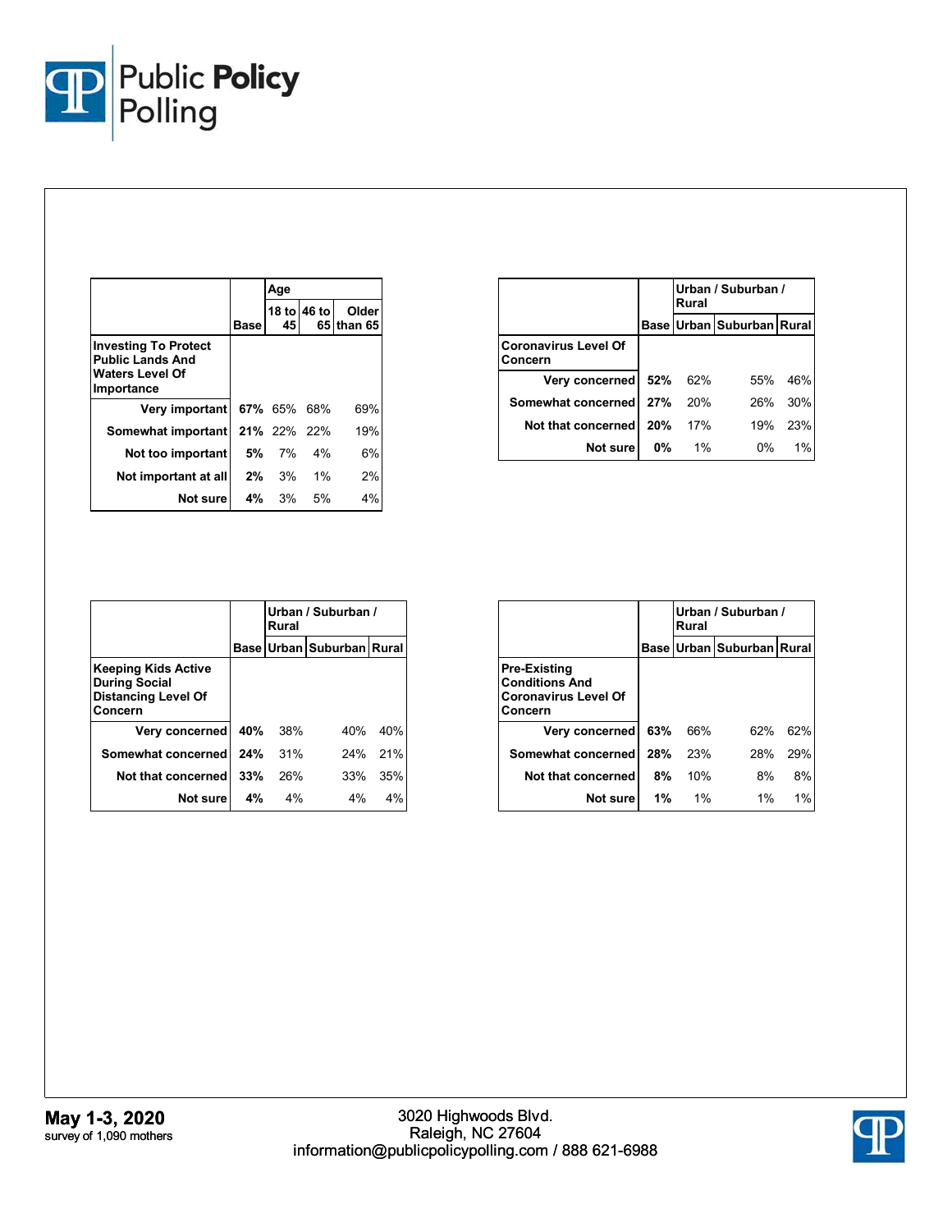| | Base | Age | | |
|---|---|---|---|---|
| | | 18 to 45 | 46 to 65 | Older than 65 |
| **Investing To Protect Public Lands And Waters Level Of Importance** | | | | |
| Very important | 67% | 65% | 68% | 69% |
| Somewhat important | 21% | 22% | 22% | 19% |
| Not too important | 5% | 7% | 4% | 6% |
| Not important at all | 2% | 3% | 1% | 2% |
| Not sure | 4% | 3% | 5% | 4% |

| | Base | Urban / Suburban / Rural | | |
|---|---|---|---|---|
| | | Urban | Suburban | Rural |
| **Coronavirus Level Of Concern** | | | | |
| Very concerned | 52% | 62% | 55% | 46% |
| Somewhat concerned | 27% | 20% | 26% | 30% |
| Not that concerned | 20% | 17% | 19% | 23% |
| Not sure | 0% | 1% | 0% | 1% |

| | Base | Urban / Suburban / Rural | | |
|---|---|---|---|---|
| | | Urban | Suburban | Rural |
| **Keeping Kids Active During Social Distancing Level Of Concern** | | | | |
| Very concerned | 40% | 38% | 40% | 40% |
| Somewhat concerned | 24% | 31% | 24% | 21% |
| Not that concerned | 33% | 26% | 33% | 35% |
| Not sure | 4% | 4% | 4% | 4% |

| | Base | Urban / Suburban / Rural | | |
|---|---|---|---|---|
| | | Urban | Suburban | Rural |
| **Pre-Existing Conditions And Coronavirus Level Of Concern** | | | | |
| Very concerned | 63% | 66% | 62% | 62% |
| Somewhat concerned | 28% | 23% | 28% | 29% |
| Not that concerned | 8% | 10% | 8% | 8% |
| Not sure | 1% | 1% | 1% | 1% |

**May 1-3, 2020**
survey of 1,090 mothers

3020 Highwoods Blvd.
Raleigh, NC 27604
information@publicpolicypolling.com / 888 621-6988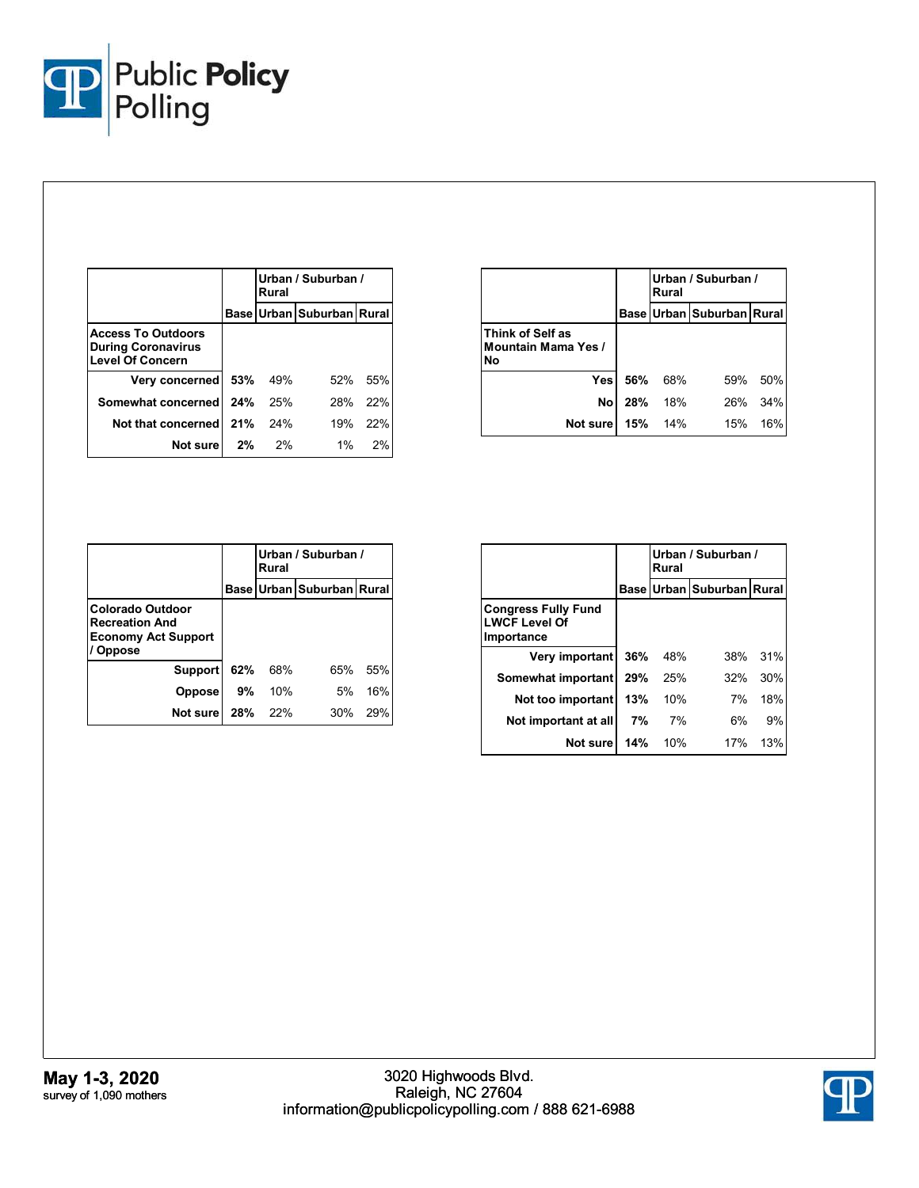| | Base | Urban / Suburban / Rural | | |
|---|---|---|---|---|
| | | Urban | Suburban | Rural |
| **Access To Outdoors During Coronavirus Level Of Concern** | | | | |
| Very concerned | 53% | 49% | 52% | 55% |
| Somewhat concerned | 24% | 25% | 28% | 22% |
| Not that concerned | 21% | 24% | 19% | 22% |
| Not sure | 2% | 2% | 1% | 2% |

| | Base | Urban / Suburban / Rural | | |
|---|---|---|---|---|
| | | Urban | Suburban | Rural |
| **Think of Self as Mountain Mama Yes / No** | | | | |
| Yes | 56% | 68% | 59% | 50% |
| No | 28% | 18% | 26% | 34% |
| Not sure | 15% | 14% | 15% | 16% |

| | Base | Urban / Suburban / Rural | | |
|---|---|---|---|---|
| | | Urban | Suburban | Rural |
| **Colorado Outdoor Recreation And Economy Act Support / Oppose** | | | | |
| Support | 62% | 68% | 65% | 55% |
| Oppose | 9% | 10% | 5% | 16% |
| Not sure | 28% | 22% | 30% | 29% |

| | Base | Urban / Suburban / Rural | | |
|---|---|---|---|---|
| | | Urban | Suburban | Rural |
| **Congress Fully Fund LWCF Level Of Importance** | | | | |
| Very important | 36% | 48% | 38% | 31% |
| Somewhat important | 29% | 25% | 32% | 30% |
| Not too important | 13% | 10% | 7% | 18% |
| Not important at all | 7% | 7% | 6% | 9% |
| Not sure | 14% | 10% | 17% | 13% |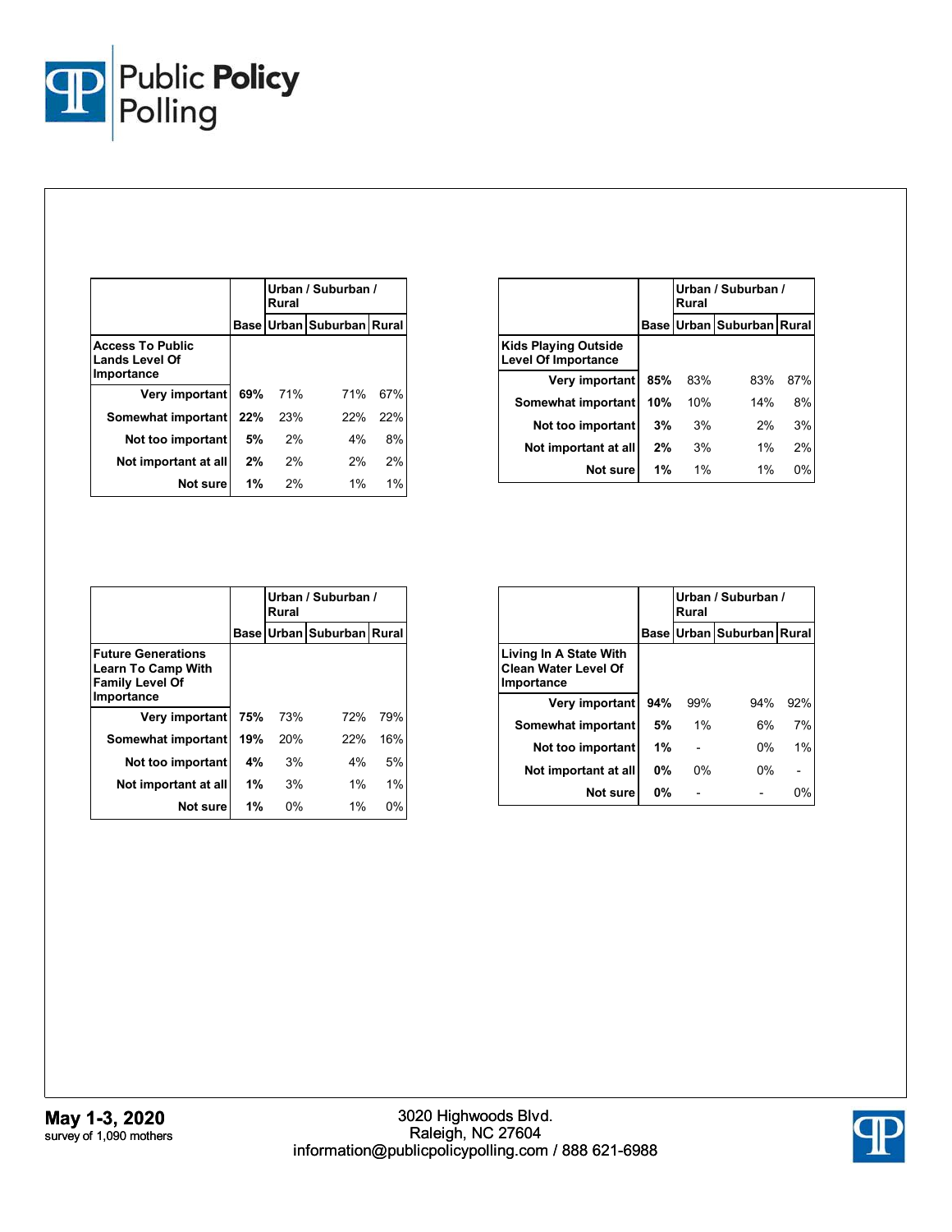| | Base | Urban / Suburban / Rural | | |
|---|---|---|---|---|
| | | Urban | Suburban | Rural |
| **Access To Public Lands Level Of Importance** | | | | |
| Very important | 69% | 71% | 71% | 67% |
| Somewhat important | 22% | 23% | 22% | 22% |
| Not too important | 5% | 2% | 4% | 8% |
| Not important at all | 2% | 2% | 2% | 2% |
| Not sure | 1% | 2% | 1% | 1% |

| | Base | Urban / Suburban / Rural | | |
|---|---|---|---|---|
| | | Urban | Suburban | Rural |
| **Kids Playing Outside Level Of Importance** | | | | |
| Very important | 85% | 83% | 83% | 87% |
| Somewhat important | 10% | 10% | 14% | 8% |
| Not too important | 3% | 3% | 2% | 3% |
| Not important at all | 2% | 3% | 1% | 2% |
| Not sure | 1% | 1% | 1% | 0% |

| | Base | Urban / Suburban / Rural | | |
|---|---|---|---|---|
| | | Urban | Suburban | Rural |
| **Future Generations Learn To Camp With Family Level Of Importance** | | | | |
| Very important | 75% | 73% | 72% | 79% |
| Somewhat important | 19% | 20% | 22% | 16% |
| Not too important | 4% | 3% | 4% | 5% |
| Not important at all | 1% | 3% | 1% | 1% |
| Not sure | 1% | 0% | 1% | 0% |

| | Base | Urban / Suburban / Rural | | |
|---|---|---|---|---|
| | | Urban | Suburban | Rural |
| **Living In A State With Clean Water Level Of Importance** | | | | |
| Very important | 94% | 99% | 94% | 92% |
| Somewhat important | 5% | 1% | 6% | 7% |
| Not too important | 1% | - | 0% | 1% |
| Not important at all | 0% | 0% | 0% | - |
| Not sure | 0% | - | - | 0% |

**May 1-3, 2020**
survey of 1,090 mothers

3020 Highwoods Blvd.
Raleigh, NC 27604
information@publicpolicypolling.com / 888 621-6988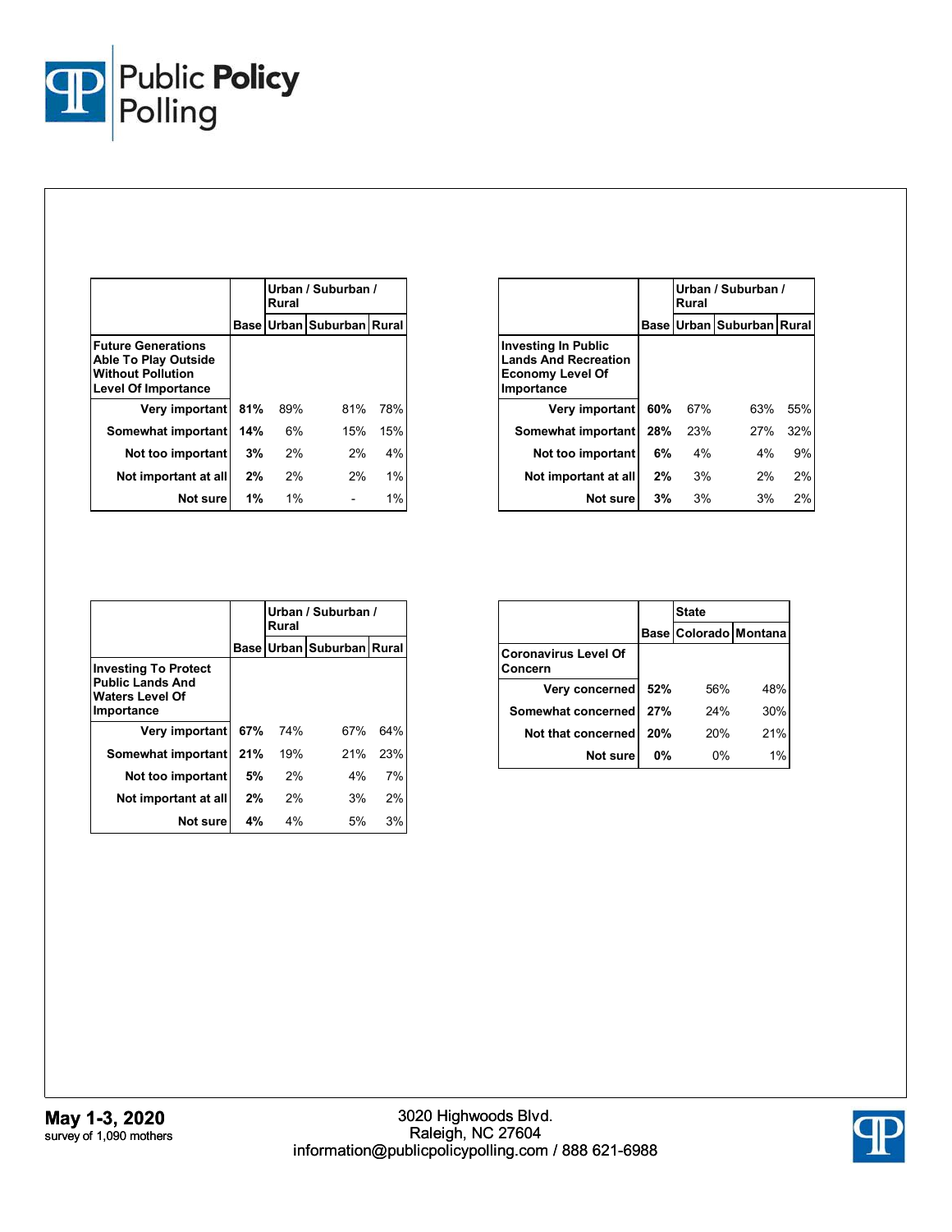| | Base | Urban / Suburban / Rural | | |
|---|---|---|---|---|
| | | Urban | Suburban | Rural |
| **Future Generations Able To Play Outside Without Pollution Level Of Importance** | | | | |
| Very important | 81% | 89% | 81% | 78% |
| Somewhat important | 14% | 6% | 15% | 15% |
| Not too important | 3% | 2% | 2% | 4% |
| Not important at all | 2% | 2% | 2% | 1% |
| Not sure | 1% | 1% | - | 1% |

| | Base | Urban / Suburban / Rural | | |
|---|---|---|---|---|
| | | Urban | Suburban | Rural |
| **Investing In Public Lands And Recreation Economy Level Of Importance** | | | | |
| Very important | 60% | 67% | 63% | 55% |
| Somewhat important | 28% | 23% | 27% | 32% |
| Not too important | 6% | 4% | 4% | 9% |
| Not important at all | 2% | 3% | 2% | 2% |
| Not sure | 3% | 3% | 3% | 2% |

| | Base | Urban / Suburban / Rural | | |
|---|---|---|---|---|
| | | Urban | Suburban | Rural |
| **Investing To Protect Public Lands And Waters Level Of Importance** | | | | |
| Very important | 67% | 74% | 67% | 64% |
| Somewhat important | 21% | 19% | 21% | 23% |
| Not too important | 5% | 2% | 4% | 7% |
| Not important at all | 2% | 2% | 3% | 2% |
| Not sure | 4% | 4% | 5% | 3% |

| | Base | State | |
|---|---|---|---|
| | | Colorado | Montana |
| **Coronavirus Level Of Concern** | | | |
| Very concerned | 52% | 56% | 48% |
| Somewhat concerned | 27% | 24% | 30% |
| Not that concerned | 20% | 20% | 21% |
| Not sure | 0% | 0% | 1% |

**May 1-3, 2020**
survey of 1,090 mothers

3020 Highwoods Blvd.
Raleigh, NC 27604
information@publicpolicypolling.com / 888 621-6988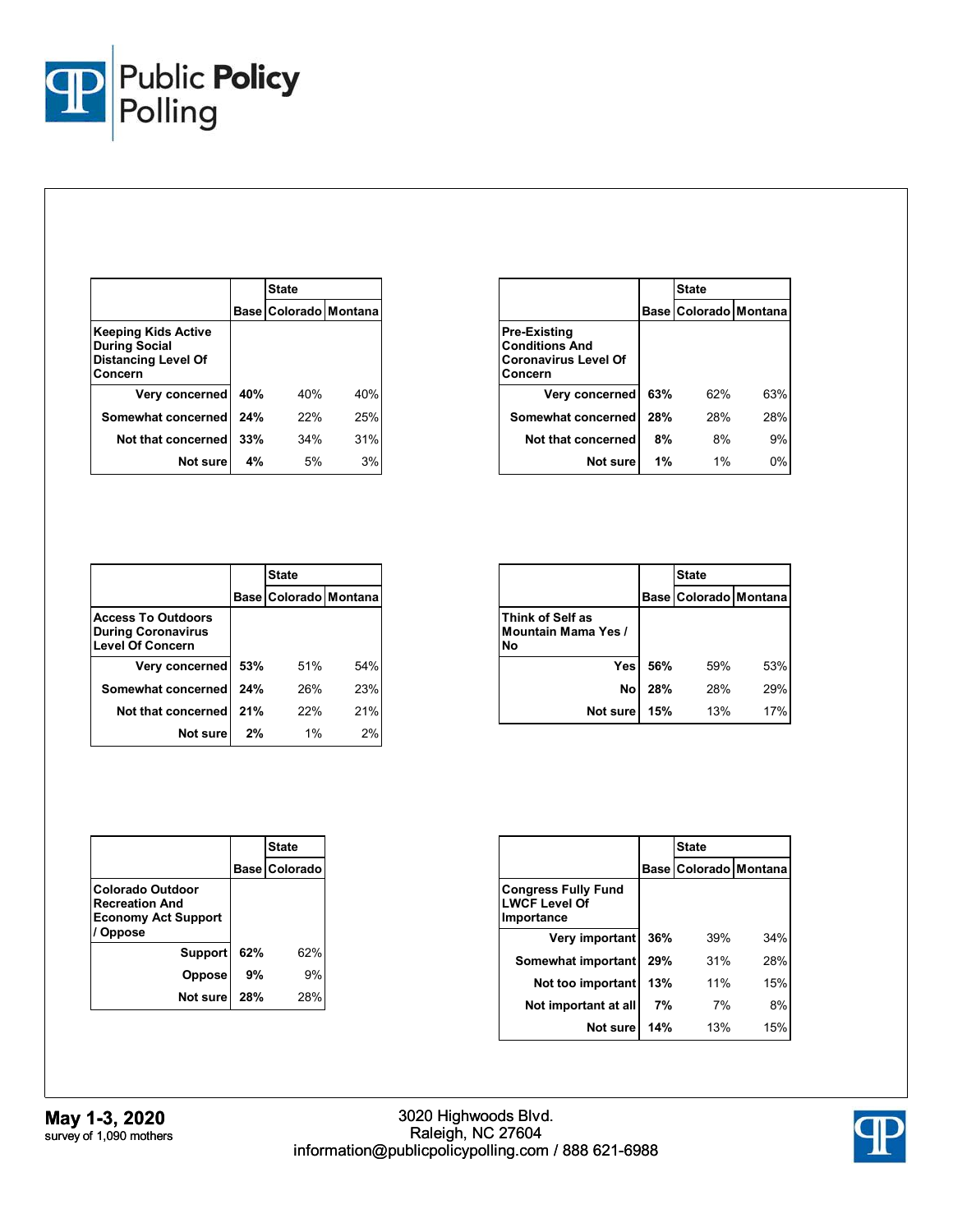| Keeping Kids Active During Social Distancing Level Of Concern | Base | State | |
|---|---|---|---|
| | | Colorado | Montana |
| Very concerned | 40% | 40% | 40% |
| Somewhat concerned | 24% | 22% | 25% |
| Not that concerned | 33% | 34% | 31% |
| Not sure | 4% | 5% | 3% |

| Pre-Existing Conditions And Coronavirus Level Of Concern | Base | State | |
|---|---|---|---|
| | | Colorado | Montana |
| Very concerned | 63% | 62% | 63% |
| Somewhat concerned | 28% | 28% | 28% |
| Not that concerned | 8% | 8% | 9% |
| Not sure | 1% | 1% | 0% |

| Access To Outdoors During Coronavirus Level Of Concern | Base | State | |
|---|---|---|---|
| | | Colorado | Montana |
| Very concerned | 53% | 51% | 54% |
| Somewhat concerned | 24% | 26% | 23% |
| Not that concerned | 21% | 22% | 21% |
| Not sure | 2% | 1% | 2% |

| Think of Self as Mountain Mama Yes / No | Base | State | |
|---|---|---|---|
| | | Colorado | Montana |
| Yes | 56% | 59% | 53% |
| No | 28% | 28% | 29% |
| Not sure | 15% | 13% | 17% |

| Colorado Outdoor Recreation And Economy Act Support / Oppose | Base | State |
|---|---|---|
| | | Colorado |
| Support | 62% | 62% |
| Oppose | 9% | 9% |
| Not sure | 28% | 28% |

| Congress Fully Fund LWCF Level Of Importance | Base | State | |
|---|---|---|---|
| | | Colorado | Montana |
| Very important | 36% | 39% | 34% |
| Somewhat important | 29% | 31% | 28% |
| Not too important | 13% | 11% | 15% |
| Not important at all | 7% | 7% | 8% |
| Not sure | 14% | 13% | 15% |

**May 1-3, 2020**
survey of 1,090 mothers

3020 Highwoods Blvd.
Raleigh, NC 27604
information@publicpolicypolling.com / 888 621-6988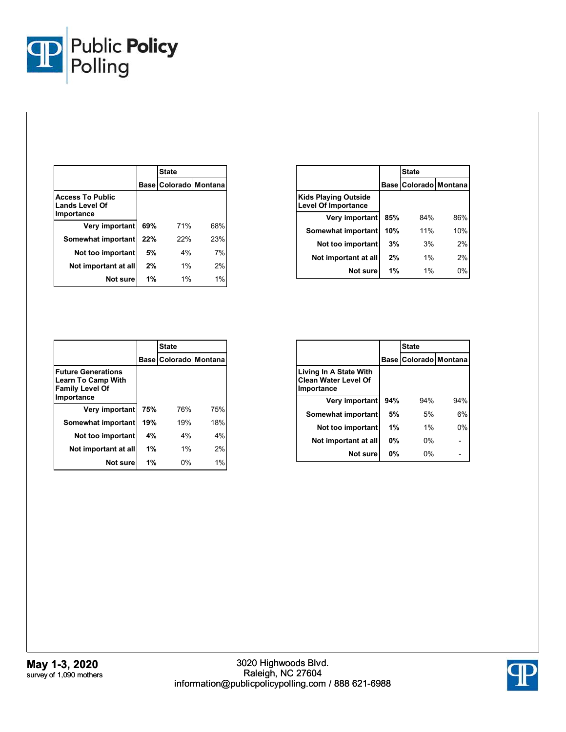| Access To Public Lands Level Of Importance | Base | State | |
|---|---|---|---|
| | | Colorado | Montana |
| Very important | 69% | 71% | 68% |
| Somewhat important | 22% | 22% | 23% |
| Not too important | 5% | 4% | 7% |
| Not important at all | 2% | 1% | 2% |
| Not sure | 1% | 1% | 1% |

| Kids Playing Outside Level Of Importance | Base | State | |
|---|---|---|---|
| | | Colorado | Montana |
| Very important | 85% | 84% | 86% |
| Somewhat important | 10% | 11% | 10% |
| Not too important | 3% | 3% | 2% |
| Not important at all | 2% | 1% | 2% |
| Not sure | 1% | 1% | 0% |

| Future Generations Learn To Camp With Family Level Of Importance | Base | State | |
|---|---|---|---|
| | | Colorado | Montana |
| Very important | 75% | 76% | 75% |
| Somewhat important | 19% | 19% | 18% |
| Not too important | 4% | 4% | 4% |
| Not important at all | 1% | 1% | 2% |
| Not sure | 1% | 0% | 1% |

| Living In A State With Clean Water Level Of Importance | Base | State | |
|---|---|---|---|
| | | Colorado | Montana |
| Very important | 94% | 94% | 94% |
| Somewhat important | 5% | 5% | 6% |
| Not too important | 1% | 1% | 0% |
| Not important at all | 0% | 0% | - |
| Not sure | 0% | 0% | - |

**May 1-3, 2020**
survey of 1,090 mothers

3020 Highwoods Blvd.
Raleigh, NC 27604
information@publicpolicypolling.com / 888 621-6988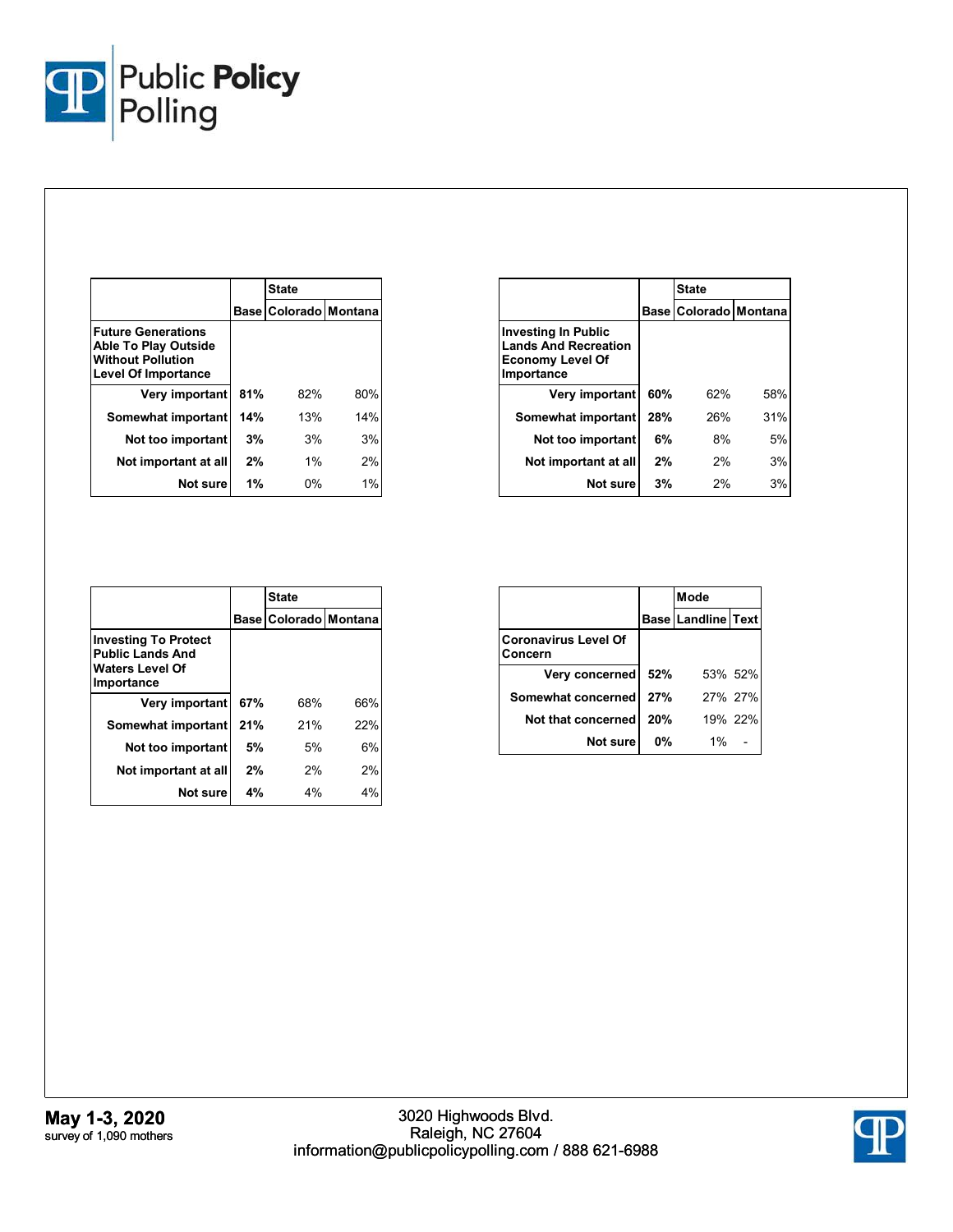| | Base | State | |
|---|---|---|---|
| | | Colorado | Montana |
| **Future Generations Able To Play Outside Without Pollution Level Of Importance** | | | |
| Very important | 81% | 82% | 80% |
| Somewhat important | 14% | 13% | 14% |
| Not too important | 3% | 3% | 3% |
| Not important at all | 2% | 1% | 2% |
| Not sure | 1% | 0% | 1% |

| | Base | State | |
|---|---|---|---|
| | | Colorado | Montana |
| **Investing In Public Lands And Recreation Economy Level Of Importance** | | | |
| Very important | 60% | 62% | 58% |
| Somewhat important | 28% | 26% | 31% |
| Not too important | 6% | 8% | 5% |
| Not important at all | 2% | 2% | 3% |
| Not sure | 3% | 2% | 3% |

| | Base | State | |
|---|---|---|---|
| | | Colorado | Montana |
| **Investing To Protect Public Lands And Waters Level Of Importance** | | | |
| Very important | 67% | 68% | 66% |
| Somewhat important | 21% | 21% | 22% |
| Not too important | 5% | 5% | 6% |
| Not important at all | 2% | 2% | 2% |
| Not sure | 4% | 4% | 4% |

| | Base | Mode | |
|---|---|---|---|
| | | Landline | Text |
| **Coronavirus Level Of Concern** | | | |
| Very concerned | 52% | 53% | 52% |
| Somewhat concerned | 27% | 27% | 27% |
| Not that concerned | 20% | 19% | 22% |
| Not sure | 0% | 1% | - |

**May 1-3, 2020**
survey of 1,090 mothers

3020 Highwoods Blvd.
Raleigh, NC 27604
information@publicpolicypolling.com / 888 621-6988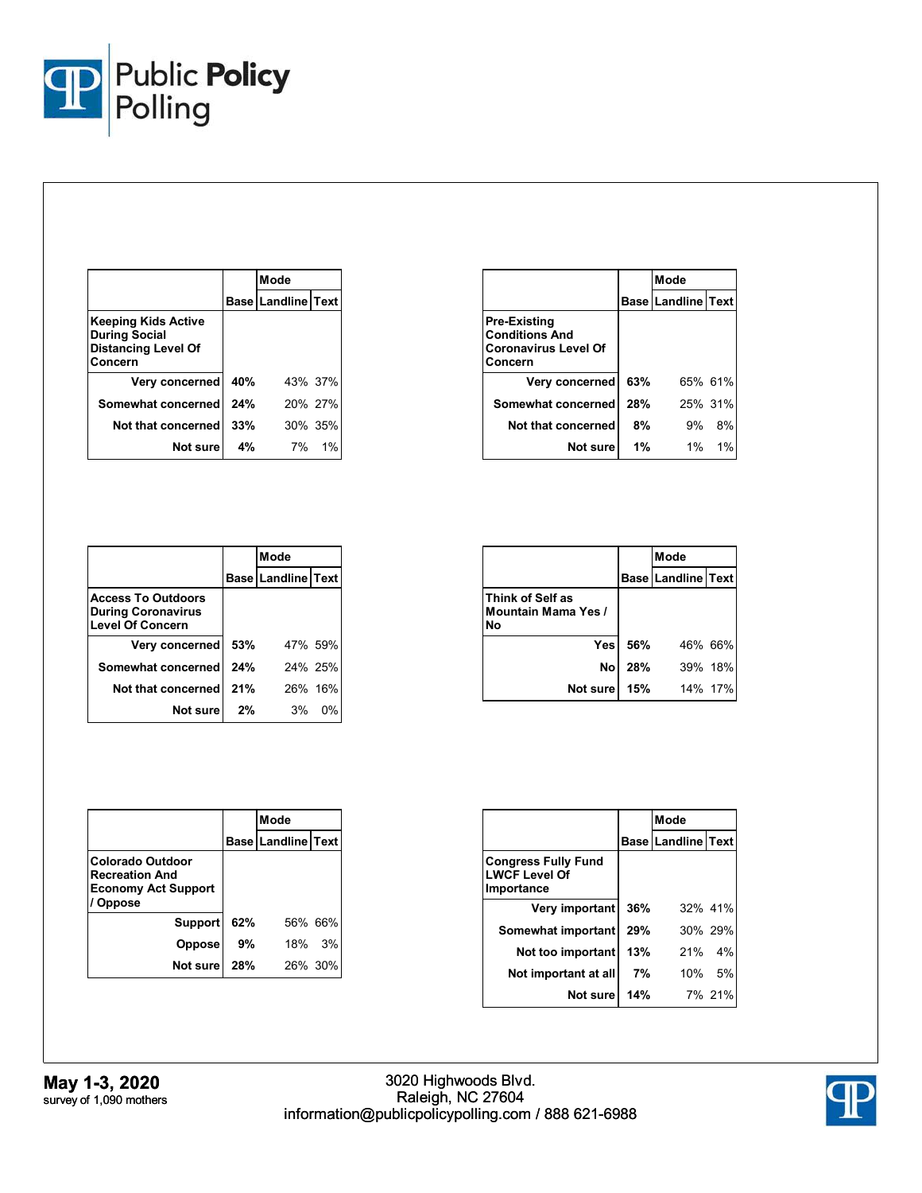| Keeping Kids Active During Social Distancing Level Of Concern | Base | Mode | |
|---|---|---|---|
| | | Landline | Text |
| Very concerned | 40% | 43% | 37% |
| Somewhat concerned | 24% | 20% | 27% |
| Not that concerned | 33% | 30% | 35% |
| Not sure | 4% | 7% | 1% |

| Pre-Existing Conditions And Coronavirus Level Of Concern | Base | Mode | |
|---|---|---|---|
| | | Landline | Text |
| Very concerned | 63% | 65% | 61% |
| Somewhat concerned | 28% | 25% | 31% |
| Not that concerned | 8% | 9% | 8% |
| Not sure | 1% | 1% | 1% |

| Access To Outdoors During Coronavirus Level Of Concern | Base | Mode | |
|---|---|---|---|
| | | Landline | Text |
| Very concerned | 53% | 47% | 59% |
| Somewhat concerned | 24% | 24% | 25% |
| Not that concerned | 21% | 26% | 16% |
| Not sure | 2% | 3% | 0% |

| Think of Self as Mountain Mama Yes / No | Base | Mode | |
|---|---|---|---|
| | | Landline | Text |
| Yes | 56% | 46% | 66% |
| No | 28% | 39% | 18% |
| Not sure | 15% | 14% | 17% |

| Colorado Outdoor Recreation And Economy Act Support / Oppose | Base | Mode | |
|---|---|---|---|
| | | Landline | Text |
| Support | 62% | 56% | 66% |
| Oppose | 9% | 18% | 3% |
| Not sure | 28% | 26% | 30% |

| Congress Fully Fund LWCF Level Of Importance | Base | Mode | |
|---|---|---|---|
| | | Landline | Text |
| Very important | 36% | 32% | 41% |
| Somewhat important | 29% | 30% | 29% |
| Not too important | 13% | 21% | 4% |
| Not important at all | 7% | 10% | 5% |
| Not sure | 14% | 7% | 21% |

**May 1-3, 2020**
survey of 1,090 mothers

3020 Highwoods Blvd.
Raleigh, NC 27604
information@publicpolicypolling.com / 888 621-6988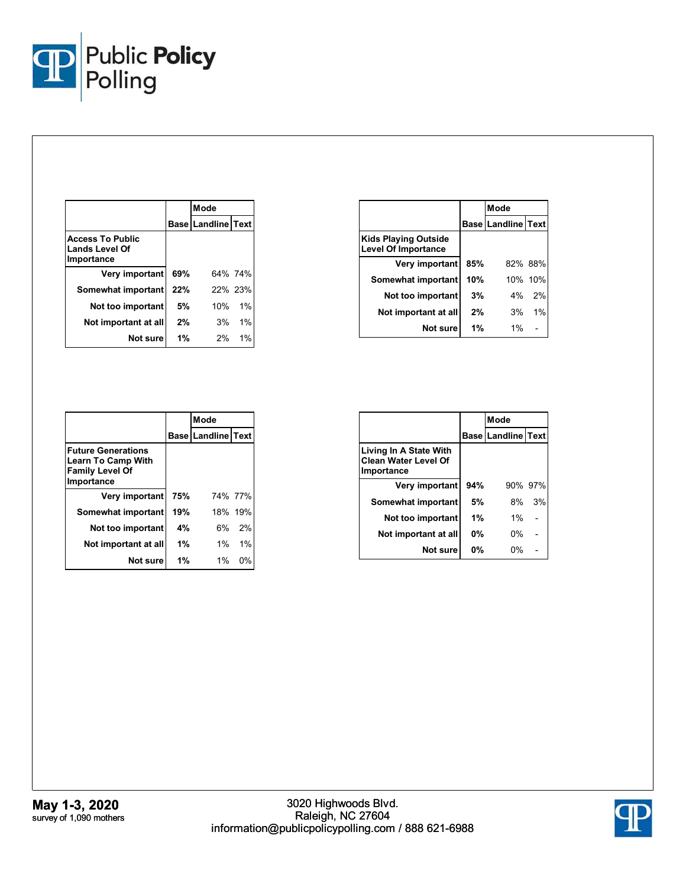| | Base | Mode | |
|---|---|---|---|
| | | Landline | Text |
| **Access To Public Lands Level Of Importance** | | | |
| Very important | 69% | 64% | 74% |
| Somewhat important | 22% | 22% | 23% |
| Not too important | 5% | 10% | 1% |
| Not important at all | 2% | 3% | 1% |
| Not sure | 1% | 2% | 1% |

| | Base | Mode | |
|---|---|---|---|
| | | Landline | Text |
| **Kids Playing Outside Level Of Importance** | | | |
| Very important | 85% | 82% | 88% |
| Somewhat important | 10% | 10% | 10% |
| Not too important | 3% | 4% | 2% |
| Not important at all | 2% | 3% | 1% |
| Not sure | 1% | 1% | - |

| | Base | Mode | |
|---|---|---|---|
| | | Landline | Text |
| **Future Generations Learn To Camp With Family Level Of Importance** | | | |
| Very important | 75% | 74% | 77% |
| Somewhat important | 19% | 18% | 19% |
| Not too important | 4% | 6% | 2% |
| Not important at all | 1% | 1% | 1% |
| Not sure | 1% | 1% | 0% |

| | Base | Mode | |
|---|---|---|---|
| | | Landline | Text |
| **Living In A State With Clean Water Level Of Importance** | | | |
| Very important | 94% | 90% | 97% |
| Somewhat important | 5% | 8% | 3% |
| Not too important | 1% | 1% | - |
| Not important at all | 0% | 0% | - |
| Not sure | 0% | 0% | - |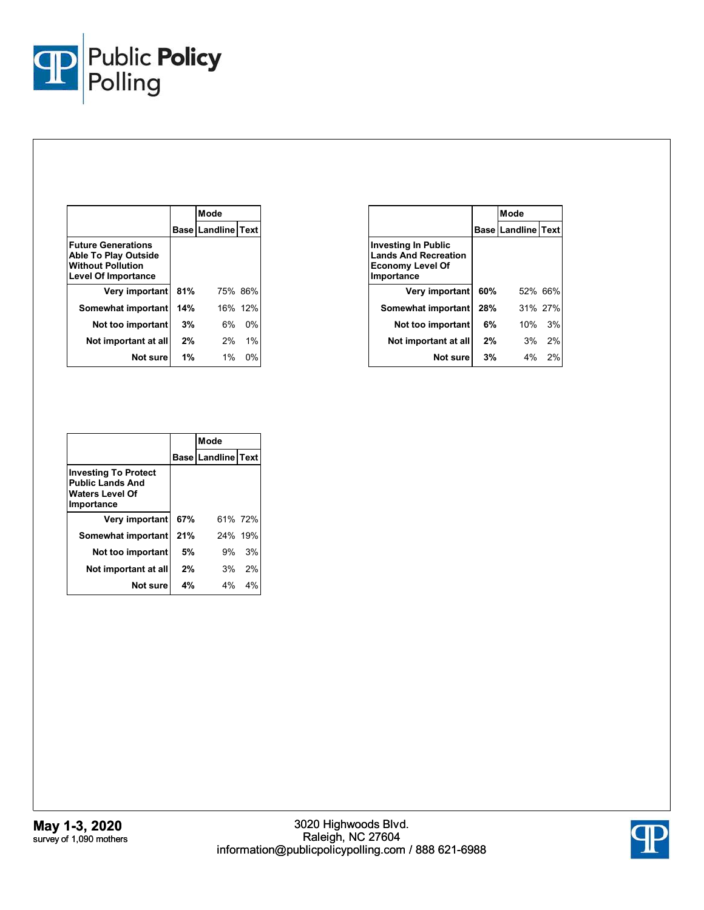| Future Generations Able To Play Outside Without Pollution Level Of Importance | Base | Mode | |
|---|---|---|---|
| | | Landline | Text |
| Very important | **81%** | 75% | 86% |
| Somewhat important | **14%** | 16% | 12% |
| Not too important | **3%** | 6% | 0% |
| Not important at all | **2%** | 2% | 1% |
| Not sure | **1%** | 1% | 0% |

| Investing In Public Lands And Recreation Economy Level Of Importance | Base | Mode | |
|---|---|---|---|
| | | Landline | Text |
| Very important | **60%** | 52% | 66% |
| Somewhat important | **28%** | 31% | 27% |
| Not too important | **6%** | 10% | 3% |
| Not important at all | **2%** | 3% | 2% |
| Not sure | **3%** | 4% | 2% |

| Investing To Protect Public Lands And Waters Level Of Importance | Base | Mode | |
|---|---|---|---|
| | | Landline | Text |
| Very important | **67%** | 61% | 72% |
| Somewhat important | **21%** | 24% | 19% |
| Not too important | **5%** | 9% | 3% |
| Not important at all | **2%** | 3% | 2% |
| Not sure | **4%** | 4% | 4% |

**May 1-3, 2020**
survey of 1,090 mothers

3020 Highwoods Blvd.
Raleigh, NC 27604
information@publicpolicypolling.com / 888 621-6988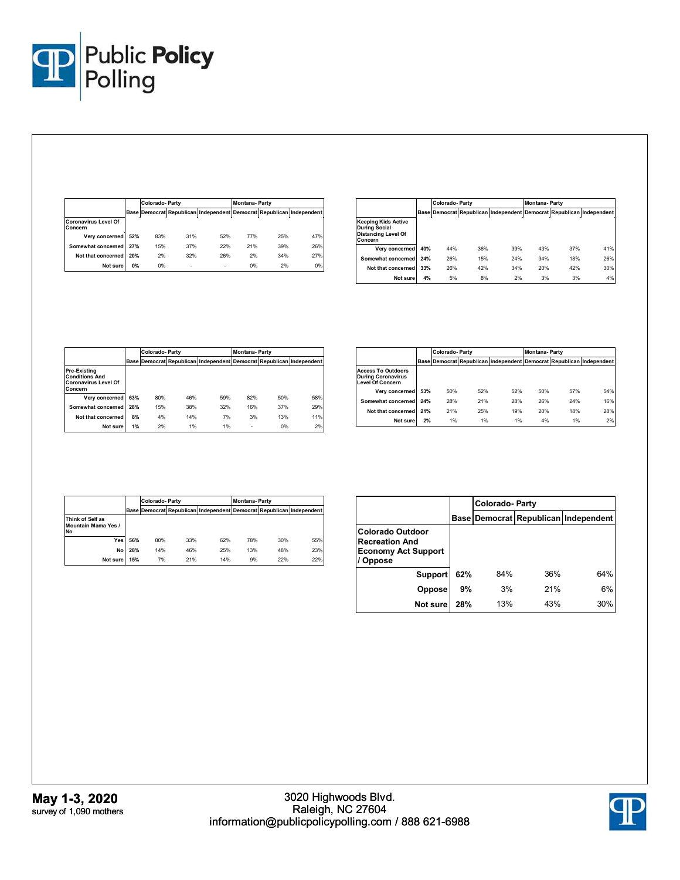| | Base | Colorado- Party | | | Montana- Party | | |
|---|---|---|---|---|---|---|---|
| | | Democrat | Republican | Independent | Democrat | Republican | Independent |
| **Coronavirus Level Of Concern** | | | | | | | |
| Very concerned | 52% | 83% | 31% | 52% | 77% | 25% | 47% |
| Somewhat concerned | 27% | 15% | 37% | 22% | 21% | 39% | 26% |
| Not that concerned | 20% | 2% | 32% | 26% | 2% | 34% | 27% |
| Not sure | 0% | 0% | - | - | 0% | 2% | 0% |

| | Base | Colorado- Party | | | Montana- Party | | |
|---|---|---|---|---|---|---|---|
| | | Democrat | Republican | Independent | Democrat | Republican | Independent |
| **Keeping Kids Active During Social Distancing Level Of Concern** | | | | | | | |
| Very concerned | 40% | 44% | 36% | 39% | 43% | 37% | 41% |
| Somewhat concerned | 24% | 26% | 15% | 24% | 34% | 18% | 26% |
| Not that concerned | 33% | 26% | 42% | 34% | 20% | 42% | 30% |
| Not sure | 4% | 5% | 8% | 2% | 3% | 3% | 4% |

| | Base | Colorado- Party | | | Montana- Party | | |
|---|---|---|---|---|---|---|---|
| | | Democrat | Republican | Independent | Democrat | Republican | Independent |
| **Pre-Existing Conditions And Coronavirus Level Of Concern** | | | | | | | |
| Very concerned | 63% | 80% | 46% | 59% | 82% | 50% | 58% |
| Somewhat concerned | 28% | 15% | 38% | 32% | 16% | 37% | 29% |
| Not that concerned | 8% | 4% | 14% | 7% | 3% | 13% | 11% |
| Not sure | 1% | 2% | 1% | 1% | - | 0% | 2% |

| | Base | Colorado- Party | | | Montana- Party | | |
|---|---|---|---|---|---|---|---|
| | | Democrat | Republican | Independent | Democrat | Republican | Independent |
| **Access To Outdoors During Coronavirus Level Of Concern** | | | | | | | |
| Very concerned | 53% | 50% | 52% | 52% | 50% | 57% | 54% |
| Somewhat concerned | 24% | 28% | 21% | 28% | 26% | 24% | 16% |
| Not that concerned | 21% | 21% | 25% | 19% | 20% | 18% | 28% |
| Not sure | 2% | 1% | 1% | 1% | 4% | 1% | 2% |

| | Base | Colorado- Party | | | Montana- Party | | |
|---|---|---|---|---|---|---|---|
| | | Democrat | Republican | Independent | Democrat | Republican | Independent |
| **Think of Self as Mountain Mama Yes / No** | | | | | | | |
| Yes | 56% | 80% | 33% | 62% | 78% | 30% | 55% |
| No | 28% | 14% | 46% | 25% | 13% | 48% | 23% |
| Not sure | 15% | 7% | 21% | 14% | 9% | 22% | 22% |

| | Base | Colorado- Party | | |
|---|---|---|---|---|
| | | Democrat | Republican | Independent |
| **Colorado Outdoor Recreation And Economy Act Support / Oppose** | | | | |
| Support | 62% | 84% | 36% | 64% |
| Oppose | 9% | 3% | 21% | 6% |
| Not sure | 28% | 13% | 43% | 30% |

**May 1-3, 2020**
survey of 1,090 mothers

3020 Highwoods Blvd.
Raleigh, NC 27604
information@publicpolicypolling.com / 888 621-6988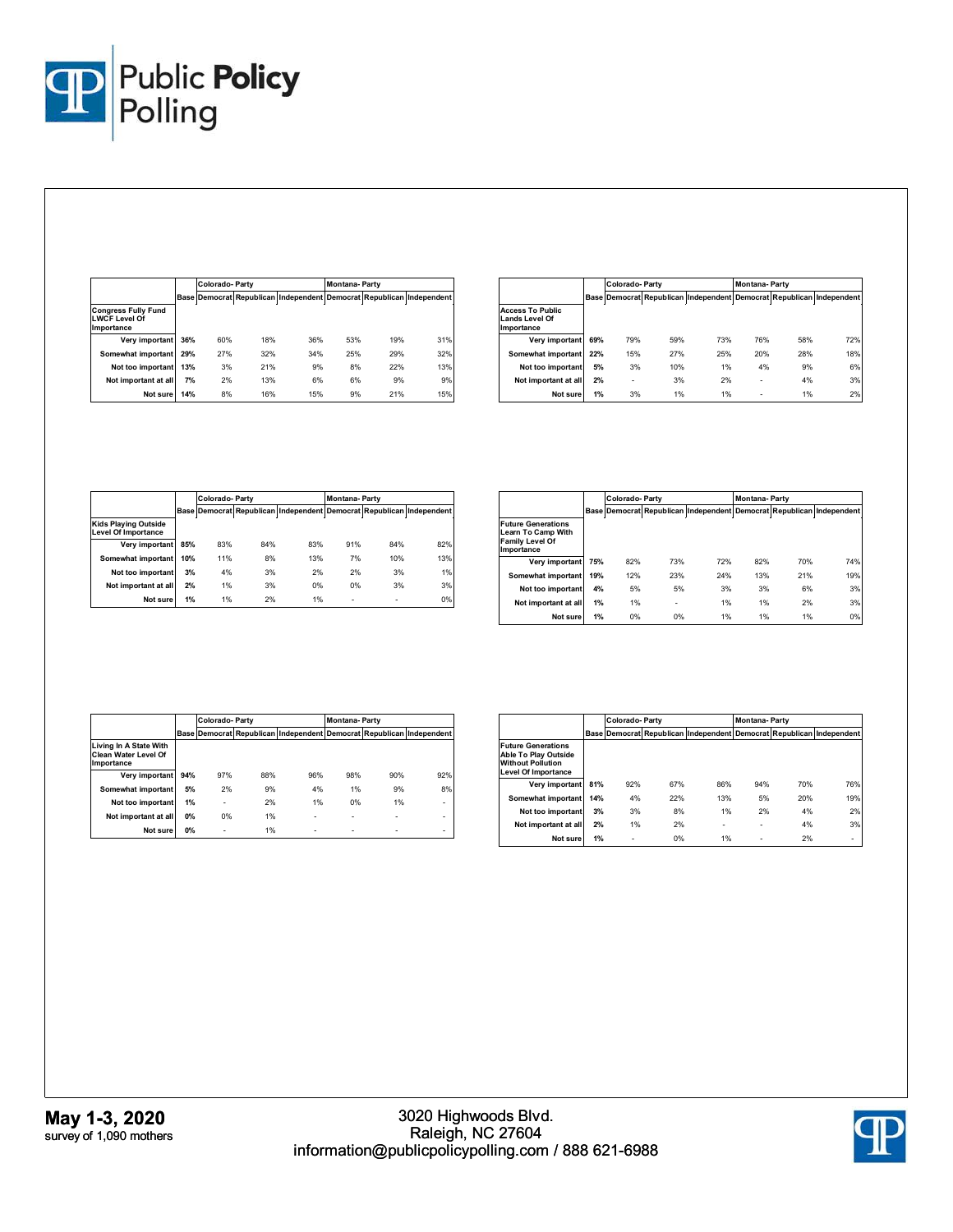| Congress Fully Fund LWCF Level Of Importance | Base | Colorado- Party | | | Montana- Party | | |
|---|---|---|---|---|---|---|---|
| | | Democrat | Republican | Independent | Democrat | Republican | Independent |
| Very important | 36% | 60% | 18% | 36% | 53% | 19% | 31% |
| Somewhat important | 29% | 27% | 32% | 34% | 25% | 29% | 32% |
| Not too important | 13% | 3% | 21% | 9% | 8% | 22% | 13% |
| Not important at all | 7% | 2% | 13% | 6% | 6% | 9% | 9% |
| Not sure | 14% | 8% | 16% | 15% | 9% | 21% | 15% |

| Access To Public Lands Level Of Importance | Base | Colorado- Party | | | Montana- Party | | |
|---|---|---|---|---|---|---|---|
| | | Democrat | Republican | Independent | Democrat | Republican | Independent |
| Very important | 69% | 79% | 59% | 73% | 76% | 58% | 72% |
| Somewhat important | 22% | 15% | 27% | 25% | 20% | 28% | 18% |
| Not too important | 5% | 3% | 10% | 1% | 4% | 9% | 6% |
| Not important at all | 2% | - | 3% | 2% | - | 4% | 3% |
| Not sure | 1% | 3% | 1% | 1% | - | 1% | 2% |

| Kids Playing Outside Level Of Importance | Base | Colorado- Party | | | Montana- Party | | |
|---|---|---|---|---|---|---|---|
| | | Democrat | Republican | Independent | Democrat | Republican | Independent |
| Very important | 85% | 83% | 84% | 83% | 91% | 84% | 82% |
| Somewhat important | 10% | 11% | 8% | 13% | 7% | 10% | 13% |
| Not too important | 3% | 4% | 3% | 2% | 2% | 3% | 1% |
| Not important at all | 2% | 1% | 3% | 0% | 0% | 3% | 3% |
| Not sure | 1% | 1% | 2% | 1% | - | - | 0% |

| Future Generations Learn To Camp With Family Level Of Importance | Base | Colorado- Party | | | Montana- Party | | |
|---|---|---|---|---|---|---|---|
| | | Democrat | Republican | Independent | Democrat | Republican | Independent |
| Very important | 75% | 82% | 73% | 72% | 82% | 70% | 74% |
| Somewhat important | 19% | 12% | 23% | 24% | 13% | 21% | 19% |
| Not too important | 4% | 5% | 5% | 3% | 3% | 6% | 3% |
| Not important at all | 1% | 1% | - | 1% | 1% | 2% | 3% |
| Not sure | 1% | 0% | 0% | 1% | 1% | 1% | 0% |

| Living In A State With Clean Water Level Of Importance | Base | Colorado- Party | | | Montana- Party | | |
|---|---|---|---|---|---|---|---|
| | | Democrat | Republican | Independent | Democrat | Republican | Independent |
| Very important | 94% | 97% | 88% | 96% | 98% | 90% | 92% |
| Somewhat important | 5% | 2% | 9% | 4% | 1% | 9% | 8% |
| Not too important | 1% | - | 2% | 1% | 0% | 1% | - |
| Not important at all | 0% | 0% | 1% | - | - | - | - |
| Not sure | 0% | - | 1% | - | - | - | - |

| Future Generations Able To Play Outside Without Pollution Level Of Importance | Base | Colorado- Party | | | Montana- Party | | |
|---|---|---|---|---|---|---|---|
| | | Democrat | Republican | Independent | Democrat | Republican | Independent |
| Very important | 81% | 92% | 67% | 86% | 94% | 70% | 76% |
| Somewhat important | 14% | 4% | 22% | 13% | 5% | 20% | 19% |
| Not too important | 3% | 3% | 8% | 1% | 2% | 4% | 2% |
| Not important at all | 2% | 1% | 2% | - | - | 4% | 3% |
| Not sure | 1% | - | 0% | 1% | - | 2% | - |

**May 1-3, 2020**
survey of 1,090 mothers

3020 Highwoods Blvd.
Raleigh, NC 27604
information@publicpolicypolling.com / 888 621-6988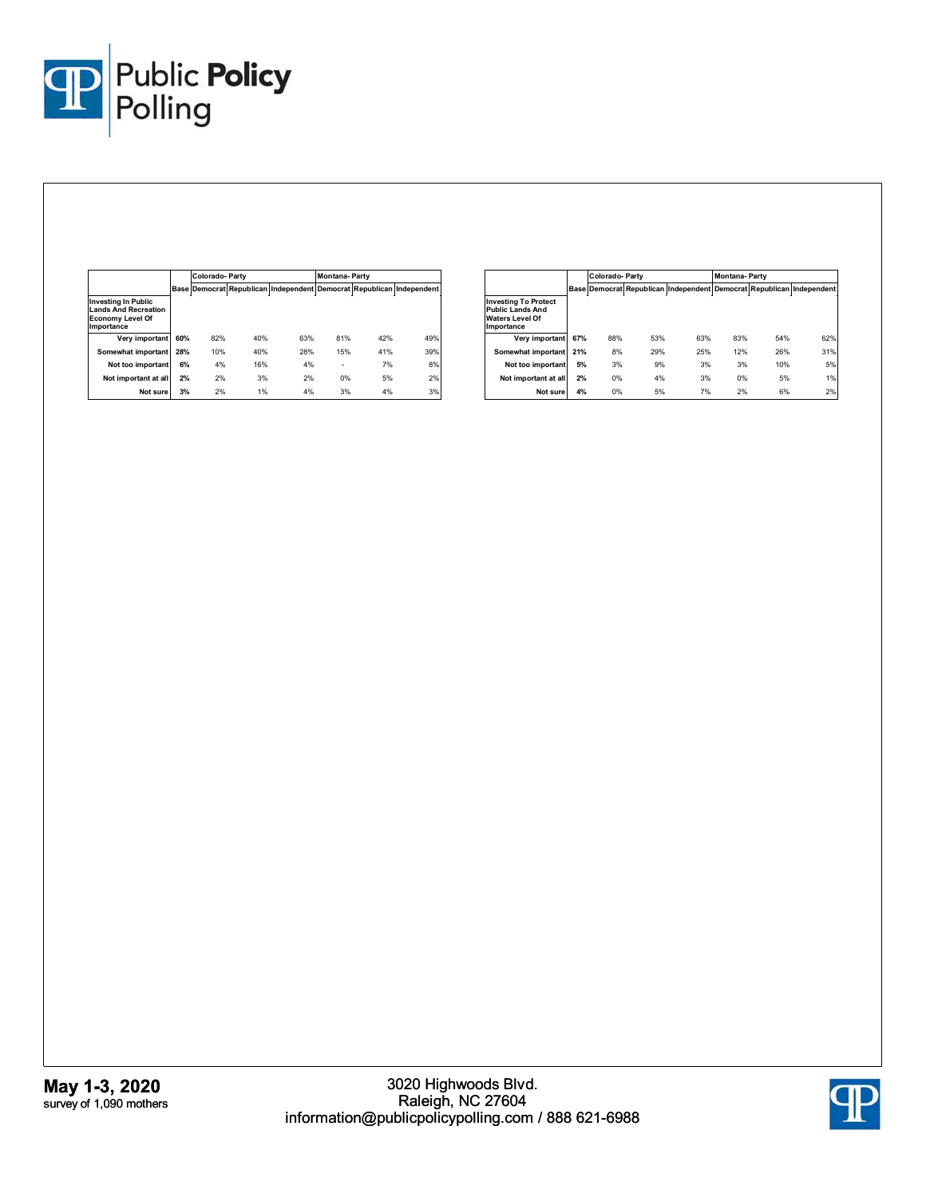| | Base | Colorado- Party | | | Montana- Party | | |
|---|---|---|---|---|---|---|---|
| | | Democrat | Republican | Independent | Democrat | Republican | Independent |
| **Investing In Public Lands And Recreation Economy Level Of Importance** | | | | | | | |
| Very important | 60% | 82% | 40% | 63% | 81% | 42% | 49% |
| Somewhat important | 28% | 10% | 40% | 28% | 15% | 41% | 39% |
| Not too important | 6% | 4% | 16% | 4% | - | 7% | 8% |
| Not important at all | 2% | 2% | 3% | 2% | 0% | 5% | 2% |
| Not sure | 3% | 2% | 1% | 4% | 3% | 4% | 3% |

| | Base | Colorado- Party | | | Montana- Party | | |
|---|---|---|---|---|---|---|---|
| | | Democrat | Republican | Independent | Democrat | Republican | Independent |
| **Investing To Protect Public Lands And Waters Level Of Importance** | | | | | | | |
| Very important | 67% | 88% | 53% | 63% | 83% | 54% | 62% |
| Somewhat important | 21% | 8% | 29% | 25% | 12% | 26% | 31% |
| Not too important | 5% | 3% | 9% | 3% | 3% | 10% | 5% |
| Not important at all | 2% | 0% | 4% | 3% | 0% | 5% | 1% |
| Not sure | 4% | 0% | 5% | 7% | 2% | 6% | 2% |

**May 1-3, 2020**
survey of 1,090 mothers

3020 Highwoods Blvd.
Raleigh, NC 27604
information@publicpolicypolling.com / 888 621-6988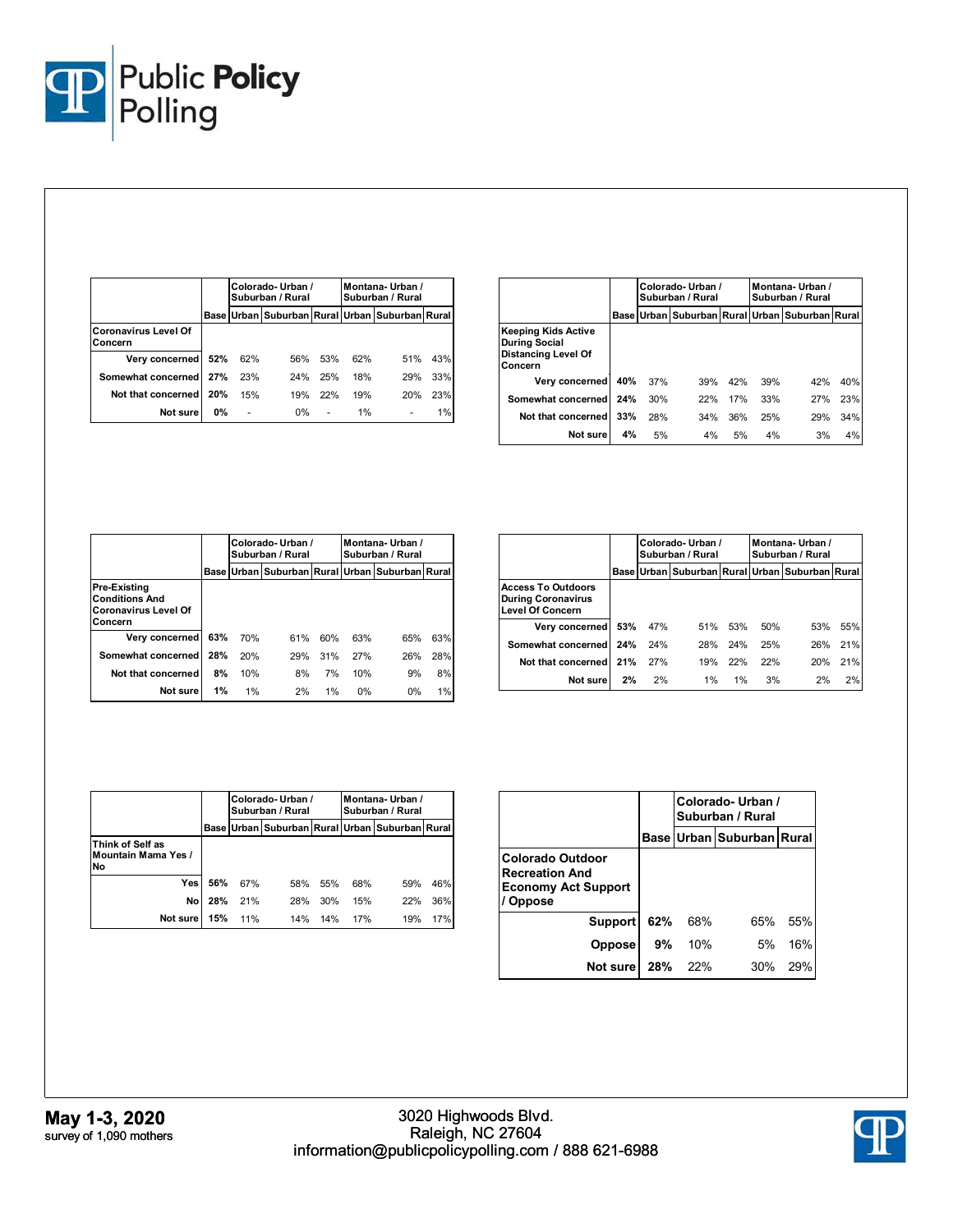| | Base | Colorado- Urban / Suburban / Rural | | | Montana- Urban / Suburban / Rural | | |
|---|---|---|---|---|---|---|---|
| | | Urban | Suburban | Rural | Urban | Suburban | Rural |
| **Coronavirus Level Of Concern** | | | | | | | |
| Very concerned | 52% | 62% | 56% | 53% | 62% | 51% | 43% |
| Somewhat concerned | 27% | 23% | 24% | 25% | 18% | 29% | 33% |
| Not that concerned | 20% | 15% | 19% | 22% | 19% | 20% | 23% |
| Not sure | 0% | - | 0% | - | 1% | - | 1% |

| | Base | Colorado- Urban / Suburban / Rural | | | Montana- Urban / Suburban / Rural | | |
|---|---|---|---|---|---|---|---|
| | | Urban | Suburban | Rural | Urban | Suburban | Rural |
| **Keeping Kids Active During Social Distancing Level Of Concern** | | | | | | | |
| Very concerned | 40% | 37% | 39% | 42% | 39% | 42% | 40% |
| Somewhat concerned | 24% | 30% | 22% | 17% | 33% | 27% | 23% |
| Not that concerned | 33% | 28% | 34% | 36% | 25% | 29% | 34% |
| Not sure | 4% | 5% | 4% | 5% | 4% | 3% | 4% |

| | Base | Colorado- Urban / Suburban / Rural | | | Montana- Urban / Suburban / Rural | | |
|---|---|---|---|---|---|---|---|
| | | Urban | Suburban | Rural | Urban | Suburban | Rural |
| **Pre-Existing Conditions And Coronavirus Level Of Concern** | | | | | | | |
| Very concerned | 63% | 70% | 61% | 60% | 63% | 65% | 63% |
| Somewhat concerned | 28% | 20% | 29% | 31% | 27% | 26% | 28% |
| Not that concerned | 8% | 10% | 8% | 7% | 10% | 9% | 8% |
| Not sure | 1% | 1% | 2% | 1% | 0% | 0% | 1% |

| | Base | Colorado- Urban / Suburban / Rural | | | Montana- Urban / Suburban / Rural | | |
|---|---|---|---|---|---|---|---|
| | | Urban | Suburban | Rural | Urban | Suburban | Rural |
| **Access To Outdoors During Coronavirus Level Of Concern** | | | | | | | |
| Very concerned | 53% | 47% | 51% | 53% | 50% | 53% | 55% |
| Somewhat concerned | 24% | 24% | 28% | 24% | 25% | 26% | 21% |
| Not that concerned | 21% | 27% | 19% | 22% | 22% | 20% | 21% |
| Not sure | 2% | 2% | 1% | 1% | 3% | 2% | 2% |

| | Base | Colorado- Urban / Suburban / Rural | | | Montana- Urban / Suburban / Rural | | |
|---|---|---|---|---|---|---|---|
| | | Urban | Suburban | Rural | Urban | Suburban | Rural |
| **Think of Self as Mountain Mama Yes / No** | | | | | | | |
| Yes | 56% | 67% | 58% | 55% | 68% | 59% | 46% |
| No | 28% | 21% | 28% | 30% | 15% | 22% | 36% |
| Not sure | 15% | 11% | 14% | 14% | 17% | 19% | 17% |

| | Base | Colorado- Urban / Suburban / Rural | | |
|---|---|---|---|---|
| | | Urban | Suburban | Rural |
| **Colorado Outdoor Recreation And Economy Act Support / Oppose** | | | | |
| Support | 62% | 68% | 65% | 55% |
| Oppose | 9% | 10% | 5% | 16% |
| Not sure | 28% | 22% | 30% | 29% |

**May 1-3, 2020**
survey of 1,090 mothers

3020 Highwoods Blvd.
Raleigh, NC 27604
information@publicpolicypolling.com / 888 621-6988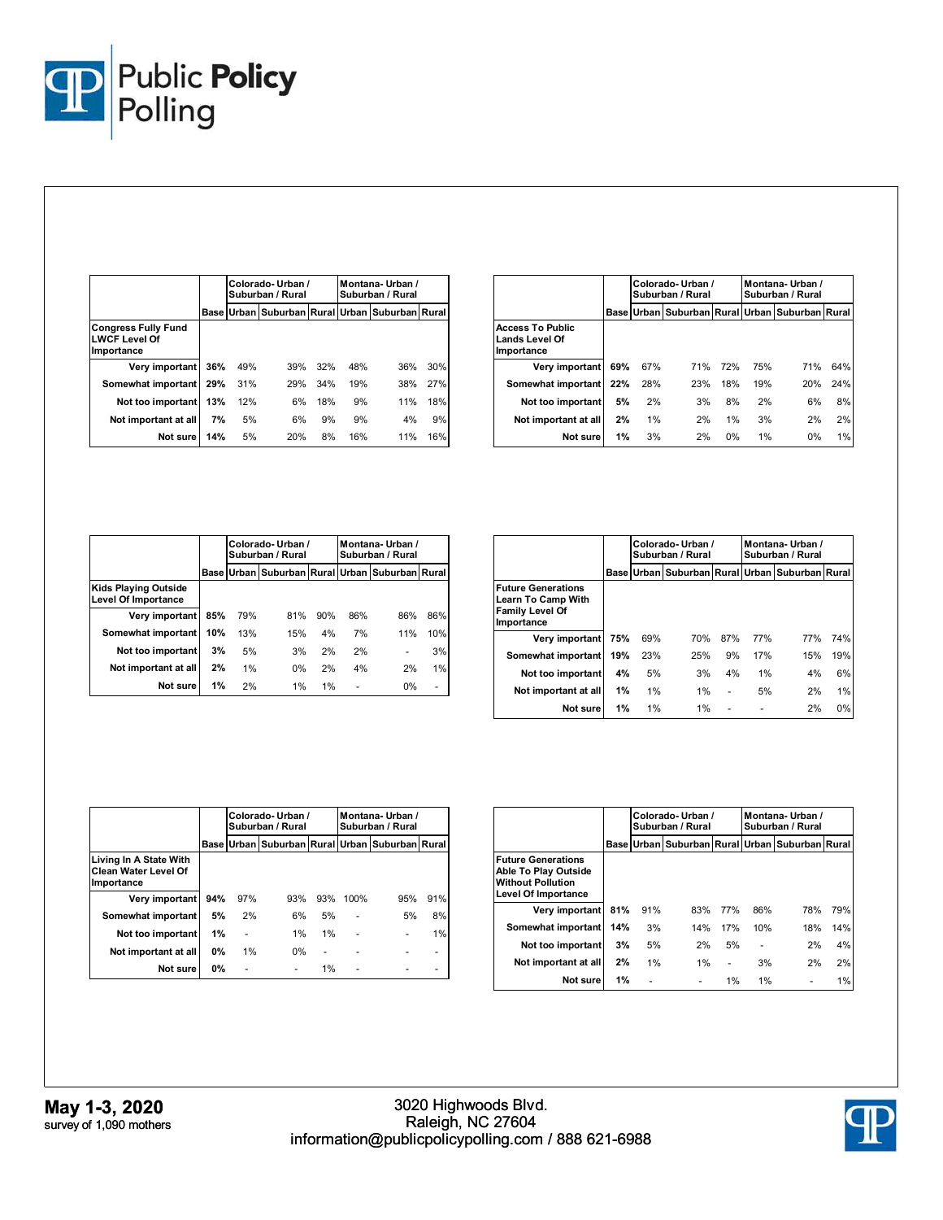| | Base | Colorado- Urban / Suburban / Rural | | | Montana- Urban / Suburban / Rural | | |
|---|---|---|---|---|---|---|---|
| | | Urban | Suburban | Rural | Urban | Suburban | Rural |
| **Congress Fully Fund LWCF Level Of Importance** | | | | | | | |
| Very important | 36% | 49% | 39% | 32% | 48% | 36% | 30% |
| Somewhat important | 29% | 31% | 29% | 34% | 19% | 38% | 27% |
| Not too important | 13% | 12% | 6% | 18% | 9% | 11% | 18% |
| Not important at all | 7% | 5% | 6% | 9% | 9% | 4% | 9% |
| Not sure | 14% | 5% | 20% | 8% | 16% | 11% | 16% |

| | Base | Colorado- Urban / Suburban / Rural | | | Montana- Urban / Suburban / Rural | | |
|---|---|---|---|---|---|---|---|
| | | Urban | Suburban | Rural | Urban | Suburban | Rural |
| **Access To Public Lands Level Of Importance** | | | | | | | |
| Very important | 69% | 67% | 71% | 72% | 75% | 71% | 64% |
| Somewhat important | 22% | 28% | 23% | 18% | 19% | 20% | 24% |
| Not too important | 5% | 2% | 3% | 8% | 2% | 6% | 8% |
| Not important at all | 2% | 1% | 2% | 1% | 3% | 2% | 2% |
| Not sure | 1% | 3% | 2% | 0% | 1% | 0% | 1% |

| | Base | Colorado- Urban / Suburban / Rural | | | Montana- Urban / Suburban / Rural | | |
|---|---|---|---|---|---|---|---|
| | | Urban | Suburban | Rural | Urban | Suburban | Rural |
| **Kids Playing Outside Level Of Importance** | | | | | | | |
| Very important | 85% | 79% | 81% | 90% | 86% | 86% | 86% |
| Somewhat important | 10% | 13% | 15% | 4% | 7% | 11% | 10% |
| Not too important | 3% | 5% | 3% | 2% | 2% | - | 3% |
| Not important at all | 2% | 1% | 0% | 2% | 4% | 2% | 1% |
| Not sure | 1% | 2% | 1% | 1% | - | 0% | - |

| | Base | Colorado- Urban / Suburban / Rural | | | Montana- Urban / Suburban / Rural | | |
|---|---|---|---|---|---|---|---|
| | | Urban | Suburban | Rural | Urban | Suburban | Rural |
| **Future Generations Learn To Camp With Family Level Of Importance** | | | | | | | |
| Very important | 75% | 69% | 70% | 87% | 77% | 77% | 74% |
| Somewhat important | 19% | 23% | 25% | 9% | 17% | 15% | 19% |
| Not too important | 4% | 5% | 3% | 4% | 1% | 4% | 6% |
| Not important at all | 1% | 1% | 1% | - | 5% | 2% | 1% |
| Not sure | 1% | 1% | 1% | - | - | 2% | 0% |

| | Base | Colorado- Urban / Suburban / Rural | | | Montana- Urban / Suburban / Rural | | |
|---|---|---|---|---|---|---|---|
| | | Urban | Suburban | Rural | Urban | Suburban | Rural |
| **Living In A State With Clean Water Level Of Importance** | | | | | | | |
| Very important | 94% | 97% | 93% | 93% | 100% | 95% | 91% |
| Somewhat important | 5% | 2% | 6% | 5% | - | 5% | 8% |
| Not too important | 1% | - | 1% | 1% | - | - | 1% |
| Not important at all | 0% | 1% | 0% | - | - | - | - |
| Not sure | 0% | - | - | 1% | - | - | - |

| | Base | Colorado- Urban / Suburban / Rural | | | Montana- Urban / Suburban / Rural | | |
|---|---|---|---|---|---|---|---|
| | | Urban | Suburban | Rural | Urban | Suburban | Rural |
| **Future Generations Able To Play Outside Without Pollution Level Of Importance** | | | | | | | |
| Very important | 81% | 91% | 83% | 77% | 86% | 78% | 79% |
| Somewhat important | 14% | 3% | 14% | 17% | 10% | 18% | 14% |
| Not too important | 3% | 5% | 2% | 5% | - | 2% | 4% |
| Not important at all | 2% | 1% | 1% | - | 3% | 2% | 2% |
| Not sure | 1% | - | - | 1% | 1% | - | 1% |

**May 1-3, 2020**
survey of 1,090 mothers

3020 Highwoods Blvd.
Raleigh, NC 27604
information@publicpolicypolling.com / 888 621-6988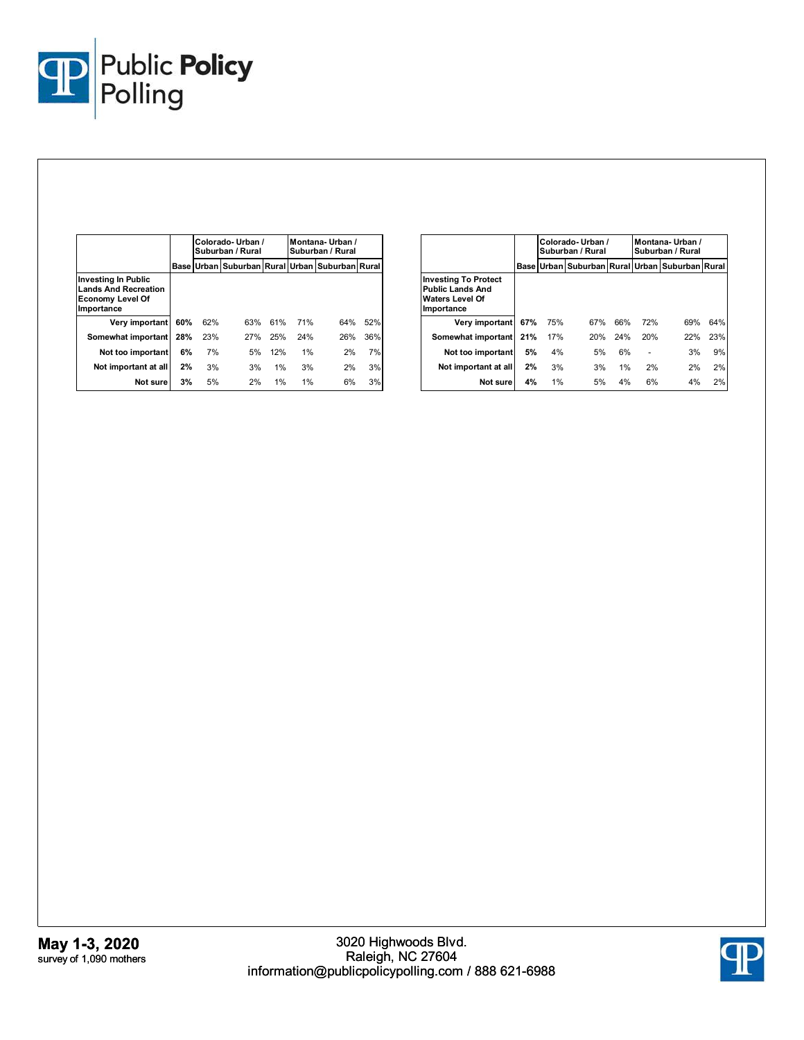| | Base | Colorado- Urban / Suburban / Rural | | | Montana- Urban / Suburban / Rural | | |
|---|---|---|---|---|---|---|---|
| | | Urban | Suburban | Rural | Urban | Suburban | Rural |
| **Investing In Public Lands And Recreation Economy Level Of Importance** | | | | | | | |
| **Very important** | **60%** | 62% | 63% | 61% | 71% | 64% | 52% |
| **Somewhat important** | **28%** | 23% | 27% | 25% | 24% | 26% | 36% |
| **Not too important** | **6%** | 7% | 5% | 12% | 1% | 2% | 7% |
| **Not important at all** | **2%** | 3% | 3% | 1% | 3% | 2% | 3% |
| **Not sure** | **3%** | 5% | 2% | 1% | 1% | 6% | 3% |

| | Base | Colorado- Urban / Suburban / Rural | | | Montana- Urban / Suburban / Rural | | |
|---|---|---|---|---|---|---|---|
| | | Urban | Suburban | Rural | Urban | Suburban | Rural |
| **Investing To Protect Public Lands And Waters Level Of Importance** | | | | | | | |
| **Very important** | **67%** | 75% | 67% | 66% | 72% | 69% | 64% |
| **Somewhat important** | **21%** | 17% | 20% | 24% | 20% | 22% | 23% |
| **Not too important** | **5%** | 4% | 5% | 6% | - | 3% | 9% |
| **Not important at all** | **2%** | 3% | 3% | 1% | 2% | 2% | 2% |
| **Not sure** | **4%** | 1% | 5% | 4% | 6% | 4% | 2% |

**May 1-3, 2020**
survey of 1,090 mothers

3020 Highwoods Blvd.
Raleigh, NC 27604
information@publicpolicypolling.com / 888 621-6988